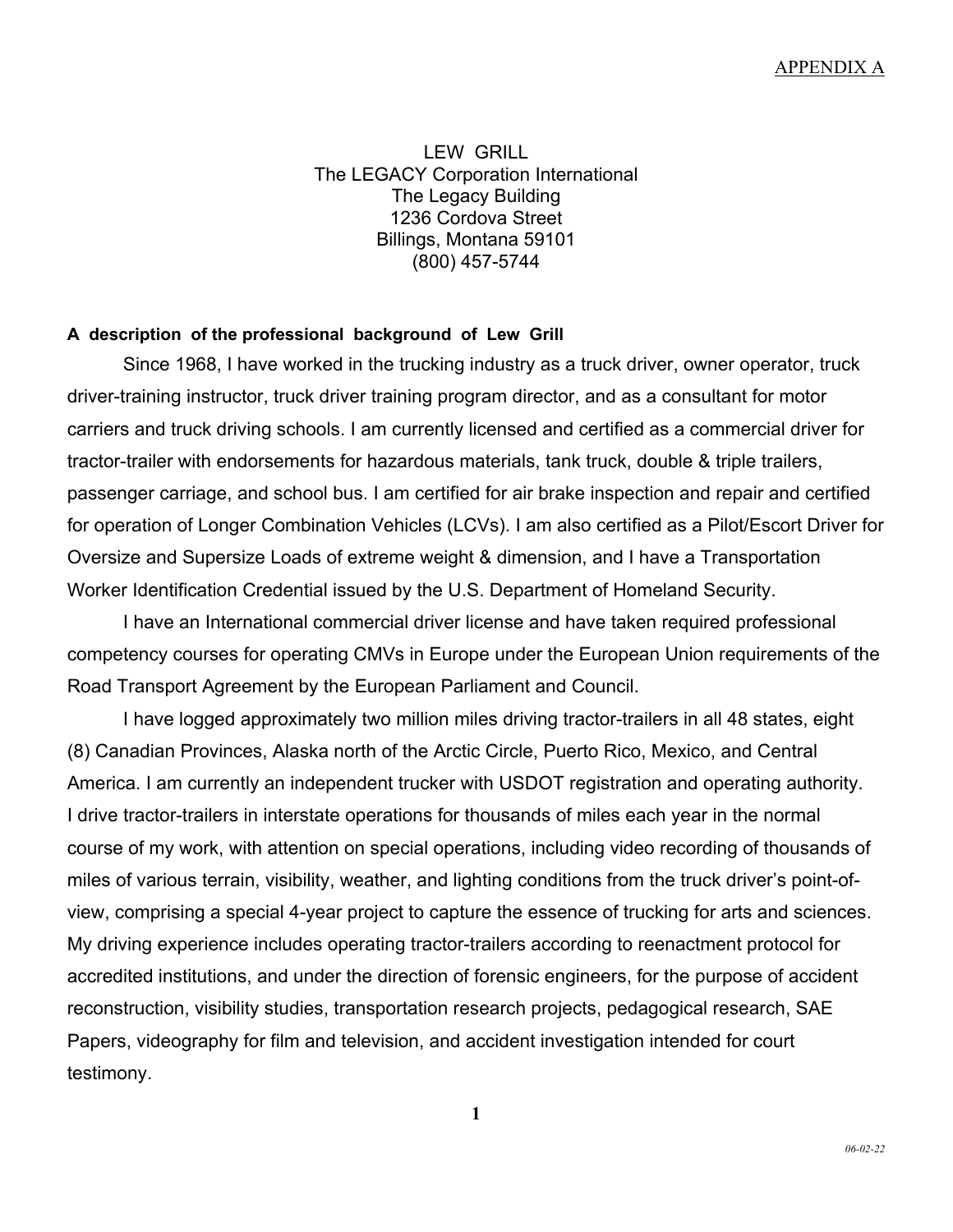APPENDIX A

LEW GRILL
The LEGACY Corporation International
The Legacy Building
1236 Cordova Street
Billings, Montana 59101
(800) 457-5744

**A description of the professional background of Lew Grill**

Since 1968, I have worked in the trucking industry as a truck driver, owner operator, truck driver-training instructor, truck driver training program director, and as a consultant for motor carriers and truck driving schools. I am currently licensed and certified as a commercial driver for tractor-trailer with endorsements for hazardous materials, tank truck, double & triple trailers, passenger carriage, and school bus. I am certified for air brake inspection and repair and certified for operation of Longer Combination Vehicles (LCVs). I am also certified as a Pilot/Escort Driver for Oversize and Supersize Loads of extreme weight & dimension, and I have a Transportation Worker Identification Credential issued by the U.S. Department of Homeland Security.

I have an International commercial driver license and have taken required professional competency courses for operating CMVs in Europe under the European Union requirements of the Road Transport Agreement by the European Parliament and Council.

I have logged approximately two million miles driving tractor-trailers in all 48 states, eight (8) Canadian Provinces, Alaska north of the Arctic Circle, Puerto Rico, Mexico, and Central America. I am currently an independent trucker with USDOT registration and operating authority. I drive tractor-trailers in interstate operations for thousands of miles each year in the normal course of my work, with attention on special operations, including video recording of thousands of miles of various terrain, visibility, weather, and lighting conditions from the truck driver's point-of-view, comprising a special 4-year project to capture the essence of trucking for arts and sciences. My driving experience includes operating tractor-trailers according to reenactment protocol for accredited institutions, and under the direction of forensic engineers, for the purpose of accident reconstruction, visibility studies, transportation research projects, pedagogical research, SAE Papers, videography for film and television, and accident investigation intended for court testimony.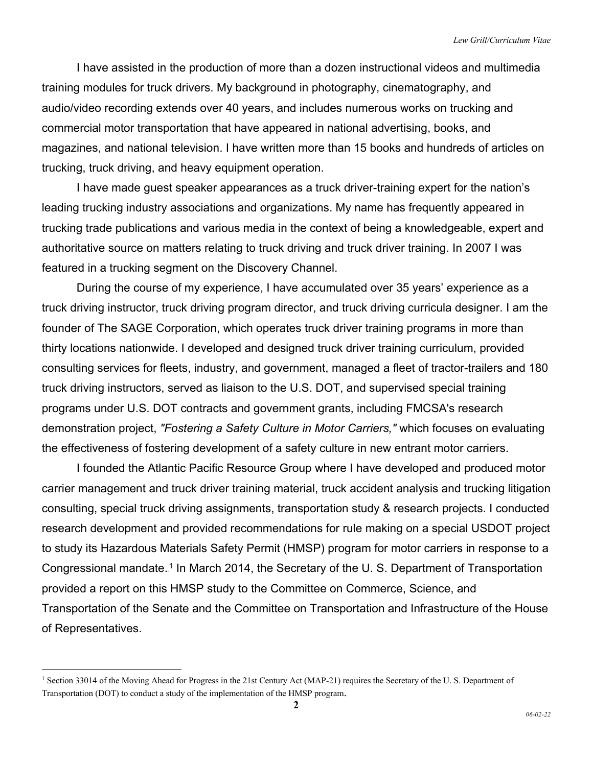I have assisted in the production of more than a dozen instructional videos and multimedia training modules for truck drivers. My background in photography, cinematography, and audio/video recording extends over 40 years, and includes numerous works on trucking and commercial motor transportation that have appeared in national advertising, books, and magazines, and national television. I have written more than 15 books and hundreds of articles on trucking, truck driving, and heavy equipment operation.

I have made guest speaker appearances as a truck driver-training expert for the nation's leading trucking industry associations and organizations. My name has frequently appeared in trucking trade publications and various media in the context of being a knowledgeable, expert and authoritative source on matters relating to truck driving and truck driver training. In 2007 I was featured in a trucking segment on the Discovery Channel.

During the course of my experience, I have accumulated over 35 years' experience as a truck driving instructor, truck driving program director, and truck driving curricula designer. I am the founder of The SAGE Corporation, which operates truck driver training programs in more than thirty locations nationwide. I developed and designed truck driver training curriculum, provided consulting services for fleets, industry, and government, managed a fleet of tractor-trailers and 180 truck driving instructors, served as liaison to the U.S. DOT, and supervised special training programs under U.S. DOT contracts and government grants, including FMCSA's research demonstration project, *"Fostering a Safety Culture in Motor Carriers,"* which focuses on evaluating the effectiveness of fostering development of a safety culture in new entrant motor carriers.

I founded the Atlantic Pacific Resource Group where I have developed and produced motor carrier management and truck driver training material, truck accident analysis and trucking litigation consulting, special truck driving assignments, transportation study & research projects. I conducted research development and provided recommendations for rule making on a special USDOT project to study its Hazardous Materials Safety Permit (HMSP) program for motor carriers in response to a Congressional mandate.[1] In March 2014, the Secretary of the U. S. Department of Transportation provided a report on this HMSP study to the Committee on Commerce, Science, and Transportation of the Senate and the Committee on Transportation and Infrastructure of the House of Representatives.

---

[1] Section 33014 of the Moving Ahead for Progress in the 21st Century Act (MAP-21) requires the Secretary of the U. S. Department of Transportation (DOT) to conduct a study of the implementation of the HMSP program.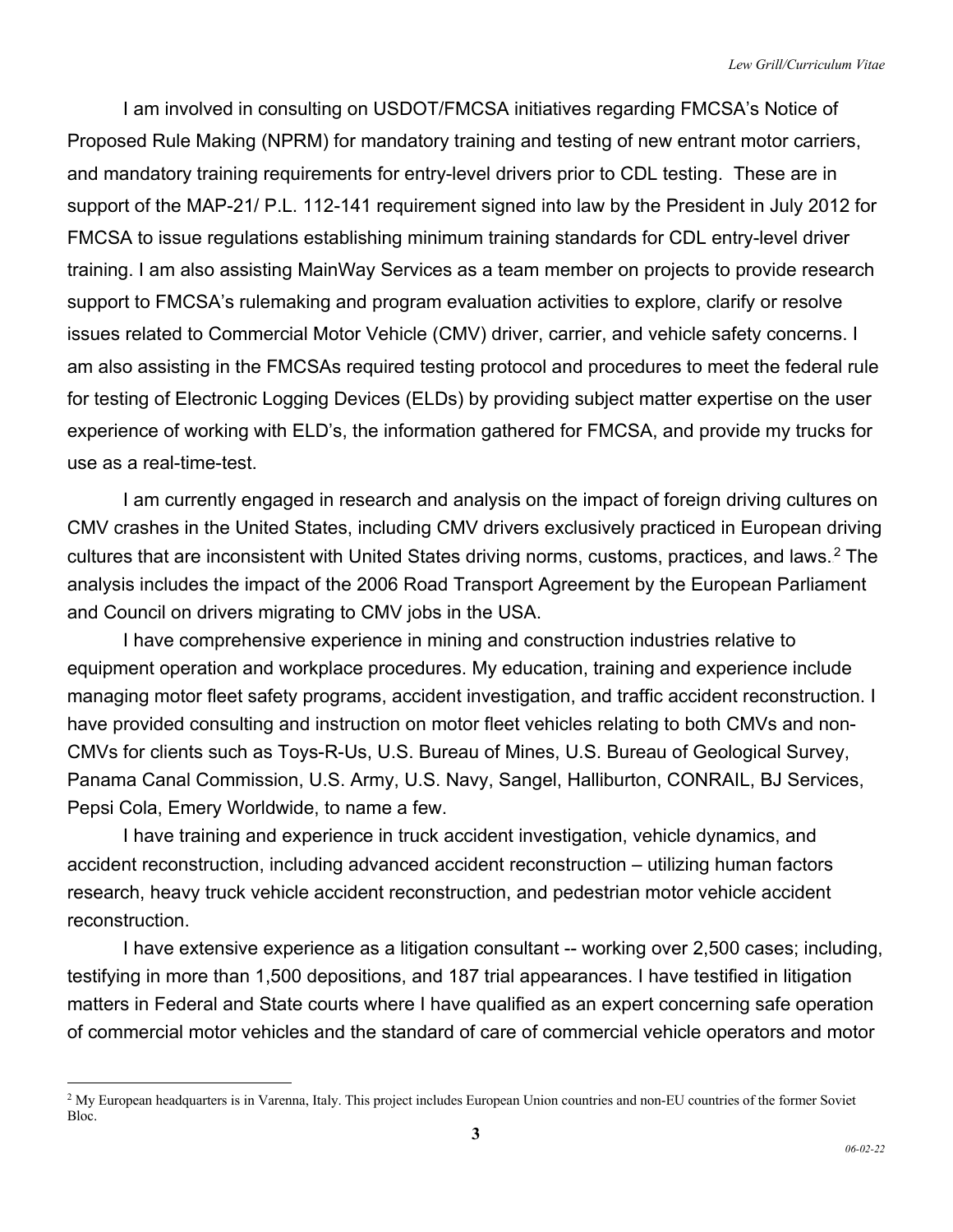I am involved in consulting on USDOT/FMCSA initiatives regarding FMCSA's Notice of Proposed Rule Making (NPRM) for mandatory training and testing of new entrant motor carriers, and mandatory training requirements for entry-level drivers prior to CDL testing. These are in support of the MAP-21/ P.L. 112-141 requirement signed into law by the President in July 2012 for FMCSA to issue regulations establishing minimum training standards for CDL entry-level driver training. I am also assisting MainWay Services as a team member on projects to provide research support to FMCSA's rulemaking and program evaluation activities to explore, clarify or resolve issues related to Commercial Motor Vehicle (CMV) driver, carrier, and vehicle safety concerns. I am also assisting in the FMCSAs required testing protocol and procedures to meet the federal rule for testing of Electronic Logging Devices (ELDs) by providing subject matter expertise on the user experience of working with ELD's, the information gathered for FMCSA, and provide my trucks for use as a real-time-test.

I am currently engaged in research and analysis on the impact of foreign driving cultures on CMV crashes in the United States, including CMV drivers exclusively practiced in European driving cultures that are inconsistent with United States driving norms, customs, practices, and laws.[2] The analysis includes the impact of the 2006 Road Transport Agreement by the European Parliament and Council on drivers migrating to CMV jobs in the USA.

I have comprehensive experience in mining and construction industries relative to equipment operation and workplace procedures. My education, training and experience include managing motor fleet safety programs, accident investigation, and traffic accident reconstruction. I have provided consulting and instruction on motor fleet vehicles relating to both CMVs and non-CMVs for clients such as Toys-R-Us, U.S. Bureau of Mines, U.S. Bureau of Geological Survey, Panama Canal Commission, U.S. Army, U.S. Navy, Sangel, Halliburton, CONRAIL, BJ Services, Pepsi Cola, Emery Worldwide, to name a few.

I have training and experience in truck accident investigation, vehicle dynamics, and accident reconstruction, including advanced accident reconstruction – utilizing human factors research, heavy truck vehicle accident reconstruction, and pedestrian motor vehicle accident reconstruction.

I have extensive experience as a litigation consultant -- working over 2,500 cases; including, testifying in more than 1,500 depositions, and 187 trial appearances. I have testified in litigation matters in Federal and State courts where I have qualified as an expert concerning safe operation of commercial motor vehicles and the standard of care of commercial vehicle operators and motor

---

[2] My European headquarters is in Varenna, Italy. This project includes European Union countries and non-EU countries of the former Soviet Bloc.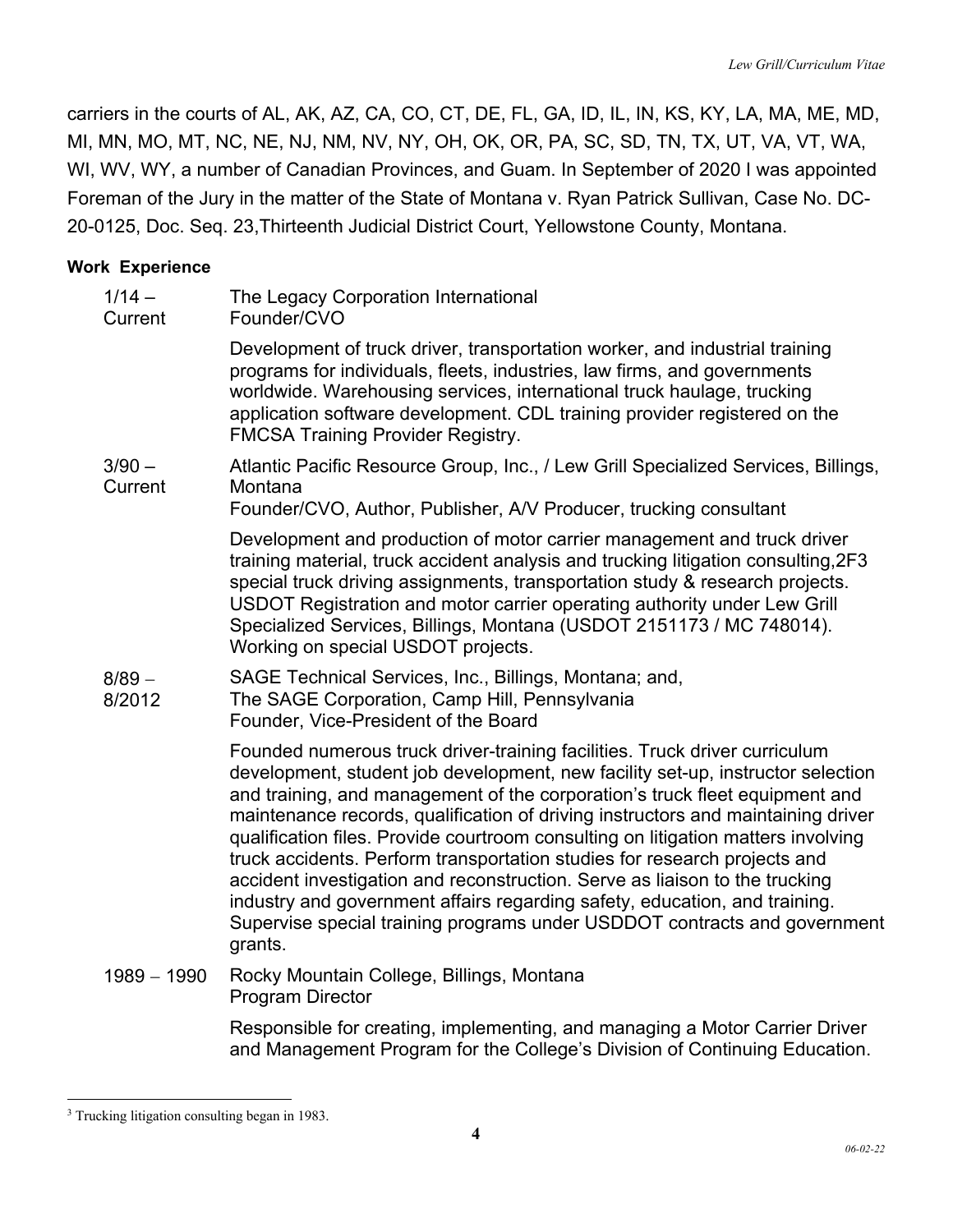carriers in the courts of AL, AK, AZ, CA, CO, CT, DE, FL, GA, ID, IL, IN, KS, KY, LA, MA, ME, MD, MI, MN, MO, MT, NC, NE, NJ, NM, NV, NY, OH, OK, OR, PA, SC, SD, TN, TX, UT, VA, VT, WA, WI, WV, WY, a number of Canadian Provinces, and Guam. In September of 2020 I was appointed Foreman of the Jury in the matter of the State of Montana v. Ryan Patrick Sullivan, Case No. DC-20-0125, Doc. Seq. 23,Thirteenth Judicial District Court, Yellowstone County, Montana.

**Work Experience**

**1/14 – Current** — The Legacy Corporation International
Founder/CVO

Development of truck driver, transportation worker, and industrial training programs for individuals, fleets, industries, law firms, and governments worldwide. Warehousing services, international truck haulage, trucking application software development. CDL training provider registered on the FMCSA Training Provider Registry.

**3/90 – Current** — Atlantic Pacific Resource Group, Inc., / Lew Grill Specialized Services, Billings, Montana
Founder/CVO, Author, Publisher, A/V Producer, trucking consultant

Development and production of motor carrier management and truck driver training material, truck accident analysis and trucking litigation consulting,[3] special truck driving assignments, transportation study & research projects. USDOT Registration and motor carrier operating authority under Lew Grill Specialized Services, Billings, Montana (USDOT 2151173 / MC 748014). Working on special USDOT projects.

**8/89 – 8/2012** — SAGE Technical Services, Inc., Billings, Montana; and,
The SAGE Corporation, Camp Hill, Pennsylvania
Founder, Vice-President of the Board

Founded numerous truck driver-training facilities. Truck driver curriculum development, student job development, new facility set-up, instructor selection and training, and management of the corporation's truck fleet equipment and maintenance records, qualification of driving instructors and maintaining driver qualification files. Provide courtroom consulting on litigation matters involving truck accidents. Perform transportation studies for research projects and accident investigation and reconstruction. Serve as liaison to the trucking industry and government affairs regarding safety, education, and training. Supervise special training programs under USDDOT contracts and government grants.

**1989 – 1990** — Rocky Mountain College, Billings, Montana
Program Director

Responsible for creating, implementing, and managing a Motor Carrier Driver and Management Program for the College's Division of Continuing Education.

---

[3] Trucking litigation consulting began in 1983.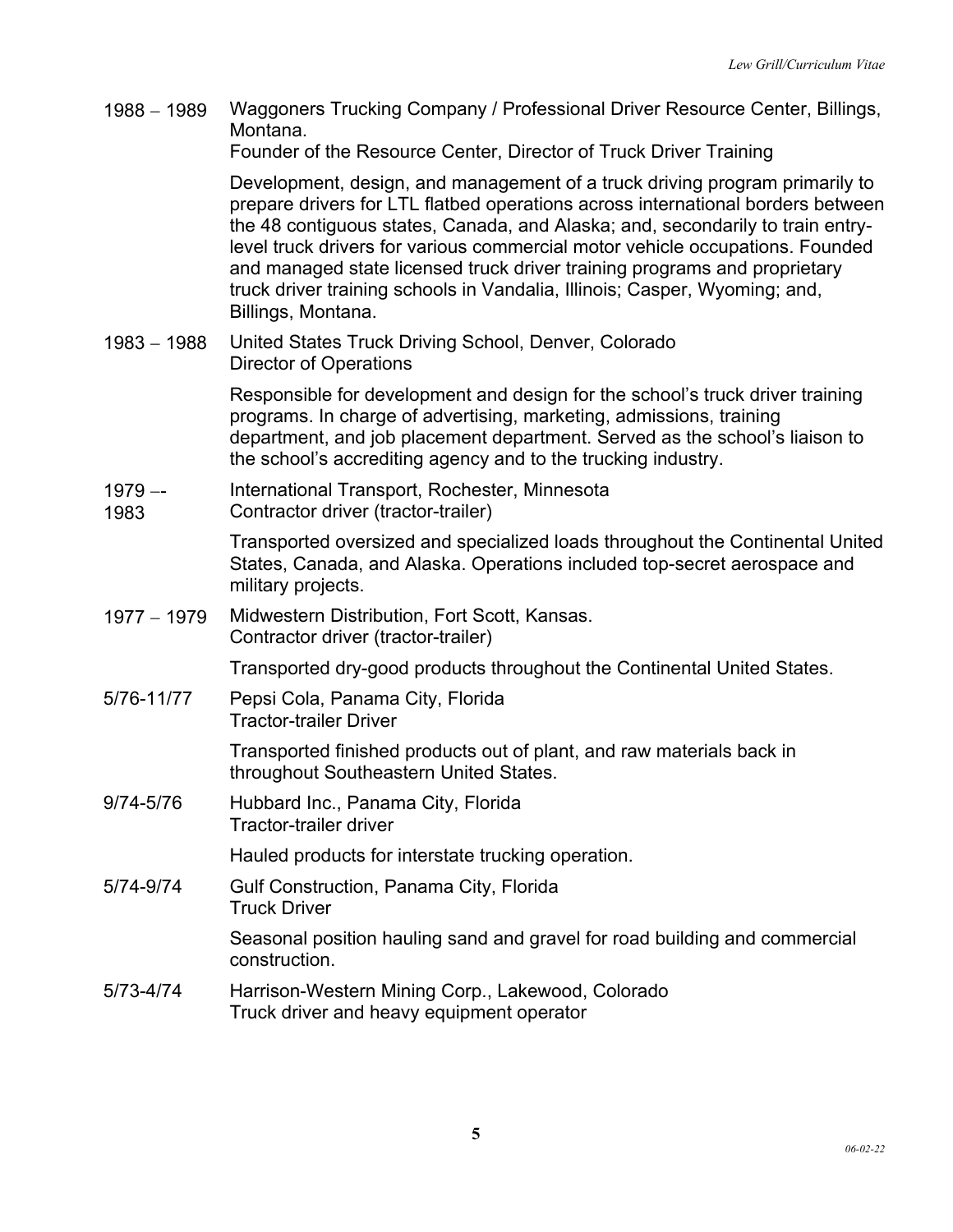**1988 – 1989** Waggoners Trucking Company / Professional Driver Resource Center, Billings, Montana.
Founder of the Resource Center, Director of Truck Driver Training

Development, design, and management of a truck driving program primarily to prepare drivers for LTL flatbed operations across international borders between the 48 contiguous states, Canada, and Alaska; and, secondarily to train entry-level truck drivers for various commercial motor vehicle occupations. Founded and managed state licensed truck driver training programs and proprietary truck driver training schools in Vandalia, Illinois; Casper, Wyoming; and, Billings, Montana.

**1983 – 1988** United States Truck Driving School, Denver, Colorado
Director of Operations

Responsible for development and design for the school's truck driver training programs. In charge of advertising, marketing, admissions, training department, and job placement department. Served as the school's liaison to the school's accrediting agency and to the trucking industry.

**1979 –- 1983** International Transport, Rochester, Minnesota
Contractor driver (tractor-trailer)

Transported oversized and specialized loads throughout the Continental United States, Canada, and Alaska. Operations included top-secret aerospace and military projects.

**1977 – 1979** Midwestern Distribution, Fort Scott, Kansas.
Contractor driver (tractor-trailer)

Transported dry-good products throughout the Continental United States.

**5/76-11/77** Pepsi Cola, Panama City, Florida
Tractor-trailer Driver

Transported finished products out of plant, and raw materials back in throughout Southeastern United States.

**9/74-5/76** Hubbard Inc., Panama City, Florida
Tractor-trailer driver

Hauled products for interstate trucking operation.

**5/74-9/74** Gulf Construction, Panama City, Florida
Truck Driver

Seasonal position hauling sand and gravel for road building and commercial construction.

**5/73-4/74** Harrison-Western Mining Corp., Lakewood, Colorado
Truck driver and heavy equipment operator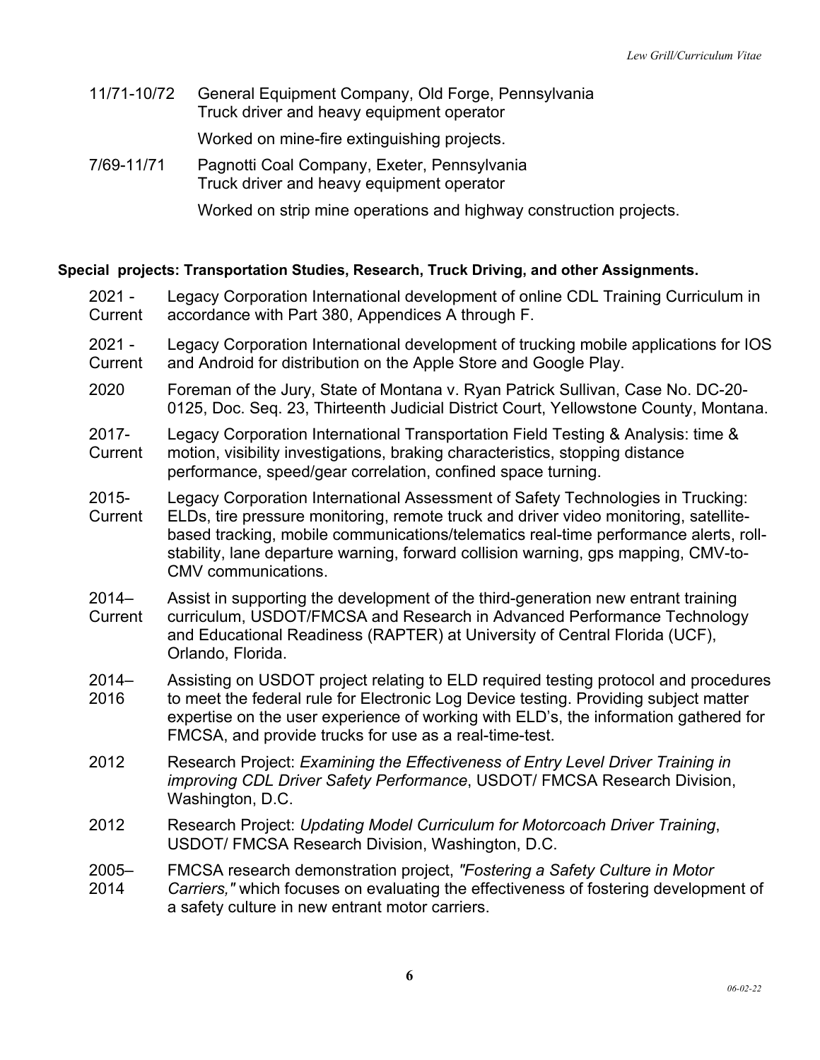11/71-10/72 General Equipment Company, Old Forge, Pennsylvania
Truck driver and heavy equipment operator

Worked on mine-fire extinguishing projects.

7/69-11/71 Pagnotti Coal Company, Exeter, Pennsylvania
Truck driver and heavy equipment operator

Worked on strip mine operations and highway construction projects.

**Special projects: Transportation Studies, Research, Truck Driving, and other Assignments.**

2021 - Current Legacy Corporation International development of online CDL Training Curriculum in accordance with Part 380, Appendices A through F.

2021 - Current Legacy Corporation International development of trucking mobile applications for IOS and Android for distribution on the Apple Store and Google Play.

2020 Foreman of the Jury, State of Montana v. Ryan Patrick Sullivan, Case No. DC-20-0125, Doc. Seq. 23, Thirteenth Judicial District Court, Yellowstone County, Montana.

2017- Current Legacy Corporation International Transportation Field Testing & Analysis: time & motion, visibility investigations, braking characteristics, stopping distance performance, speed/gear correlation, confined space turning.

2015- Current Legacy Corporation International Assessment of Safety Technologies in Trucking: ELDs, tire pressure monitoring, remote truck and driver video monitoring, satellite-based tracking, mobile communications/telematics real-time performance alerts, roll-stability, lane departure warning, forward collision warning, gps mapping, CMV-to-CMV communications.

2014– Current Assist in supporting the development of the third-generation new entrant training curriculum, USDOT/FMCSA and Research in Advanced Performance Technology and Educational Readiness (RAPTER) at University of Central Florida (UCF), Orlando, Florida.

2014– 2016 Assisting on USDOT project relating to ELD required testing protocol and procedures to meet the federal rule for Electronic Log Device testing. Providing subject matter expertise on the user experience of working with ELD's, the information gathered for FMCSA, and provide trucks for use as a real-time-test.

2012 Research Project: *Examining the Effectiveness of Entry Level Driver Training in improving CDL Driver Safety Performance*, USDOT/ FMCSA Research Division, Washington, D.C.

2012 Research Project: *Updating Model Curriculum for Motorcoach Driver Training*, USDOT/ FMCSA Research Division, Washington, D.C.

2005– 2014 FMCSA research demonstration project, *"Fostering a Safety Culture in Motor Carriers,"* which focuses on evaluating the effectiveness of fostering development of a safety culture in new entrant motor carriers.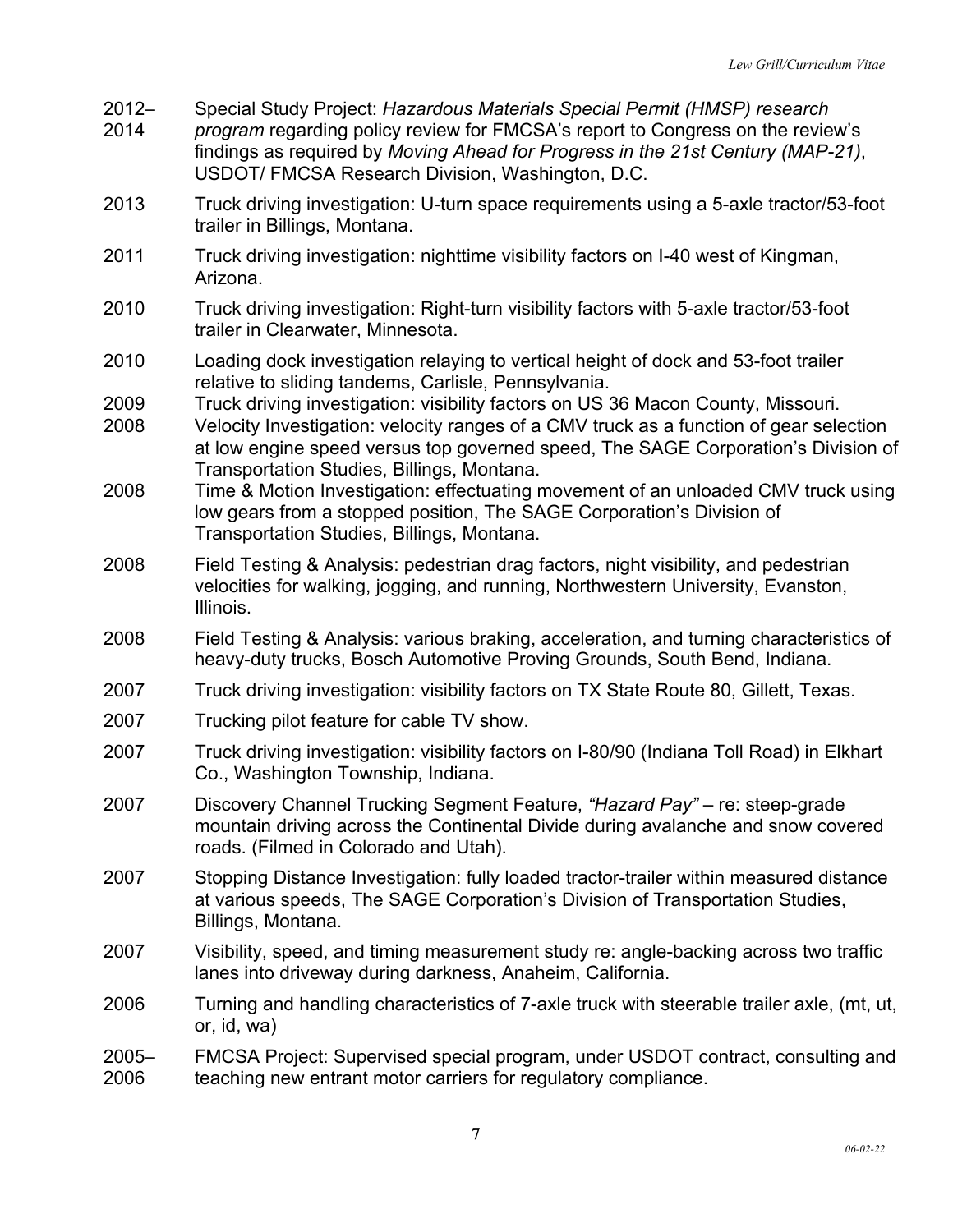2012–2014 Special Study Project: *Hazardous Materials Special Permit (HMSP) research program* regarding policy review for FMCSA's report to Congress on the review's findings as required by *Moving Ahead for Progress in the 21st Century (MAP-21)*, USDOT/ FMCSA Research Division, Washington, D.C.

2013 Truck driving investigation: U-turn space requirements using a 5-axle tractor/53-foot trailer in Billings, Montana.

2011 Truck driving investigation: nighttime visibility factors on I-40 west of Kingman, Arizona.

2010 Truck driving investigation: Right-turn visibility factors with 5-axle tractor/53-foot trailer in Clearwater, Minnesota.

2010 Loading dock investigation relaying to vertical height of dock and 53-foot trailer relative to sliding tandems, Carlisle, Pennsylvania.

2009 Truck driving investigation: visibility factors on US 36 Macon County, Missouri.

2008 Velocity Investigation: velocity ranges of a CMV truck as a function of gear selection at low engine speed versus top governed speed, The SAGE Corporation's Division of Transportation Studies, Billings, Montana.

2008 Time & Motion Investigation: effectuating movement of an unloaded CMV truck using low gears from a stopped position, The SAGE Corporation's Division of Transportation Studies, Billings, Montana.

2008 Field Testing & Analysis: pedestrian drag factors, night visibility, and pedestrian velocities for walking, jogging, and running, Northwestern University, Evanston, Illinois.

2008 Field Testing & Analysis: various braking, acceleration, and turning characteristics of heavy-duty trucks, Bosch Automotive Proving Grounds, South Bend, Indiana.

2007 Truck driving investigation: visibility factors on TX State Route 80, Gillett, Texas.

2007 Trucking pilot feature for cable TV show.

2007 Truck driving investigation: visibility factors on I-80/90 (Indiana Toll Road) in Elkhart Co., Washington Township, Indiana.

2007 Discovery Channel Trucking Segment Feature, *"Hazard Pay"* – re: steep-grade mountain driving across the Continental Divide during avalanche and snow covered roads. (Filmed in Colorado and Utah).

2007 Stopping Distance Investigation: fully loaded tractor-trailer within measured distance at various speeds, The SAGE Corporation's Division of Transportation Studies, Billings, Montana.

2007 Visibility, speed, and timing measurement study re: angle-backing across two traffic lanes into driveway during darkness, Anaheim, California.

2006 Turning and handling characteristics of 7-axle truck with steerable trailer axle, (mt, ut, or, id, wa)

2005–2006 FMCSA Project: Supervised special program, under USDOT contract, consulting and teaching new entrant motor carriers for regulatory compliance.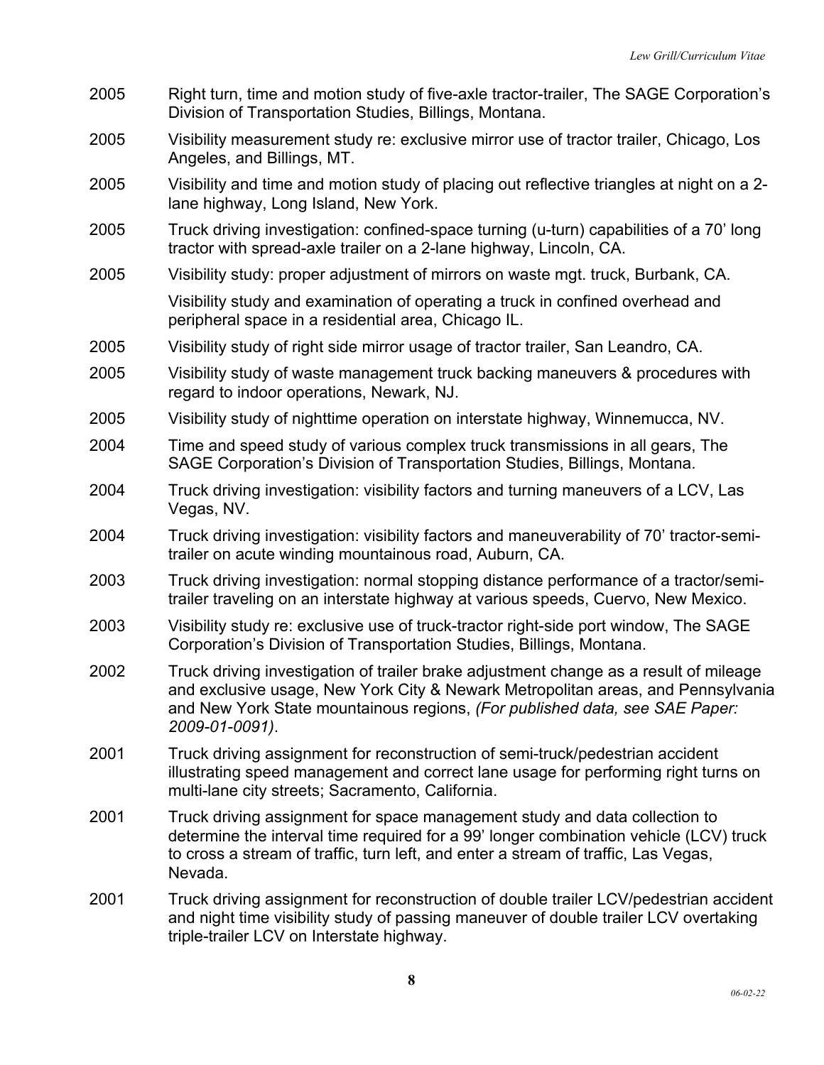2005 Right turn, time and motion study of five-axle tractor-trailer, The SAGE Corporation's Division of Transportation Studies, Billings, Montana.

2005 Visibility measurement study re: exclusive mirror use of tractor trailer, Chicago, Los Angeles, and Billings, MT.

2005 Visibility and time and motion study of placing out reflective triangles at night on a 2-lane highway, Long Island, New York.

2005 Truck driving investigation: confined-space turning (u-turn) capabilities of a 70' long tractor with spread-axle trailer on a 2-lane highway, Lincoln, CA.

2005 Visibility study: proper adjustment of mirrors on waste mgt. truck, Burbank, CA.

Visibility study and examination of operating a truck in confined overhead and peripheral space in a residential area, Chicago IL.

2005 Visibility study of right side mirror usage of tractor trailer, San Leandro, CA.

2005 Visibility study of waste management truck backing maneuvers & procedures with regard to indoor operations, Newark, NJ.

2005 Visibility study of nighttime operation on interstate highway, Winnemucca, NV.

2004 Time and speed study of various complex truck transmissions in all gears, The SAGE Corporation's Division of Transportation Studies, Billings, Montana.

2004 Truck driving investigation: visibility factors and turning maneuvers of a LCV, Las Vegas, NV.

2004 Truck driving investigation: visibility factors and maneuverability of 70' tractor-semi-trailer on acute winding mountainous road, Auburn, CA.

2003 Truck driving investigation: normal stopping distance performance of a tractor/semi-trailer traveling on an interstate highway at various speeds, Cuervo, New Mexico.

2003 Visibility study re: exclusive use of truck-tractor right-side port window, The SAGE Corporation's Division of Transportation Studies, Billings, Montana.

2002 Truck driving investigation of trailer brake adjustment change as a result of mileage and exclusive usage, New York City & Newark Metropolitan areas, and Pennsylvania and New York State mountainous regions, *(For published data, see SAE Paper: 2009-01-0091)*.

2001 Truck driving assignment for reconstruction of semi-truck/pedestrian accident illustrating speed management and correct lane usage for performing right turns on multi-lane city streets; Sacramento, California.

2001 Truck driving assignment for space management study and data collection to determine the interval time required for a 99' longer combination vehicle (LCV) truck to cross a stream of traffic, turn left, and enter a stream of traffic, Las Vegas, Nevada.

2001 Truck driving assignment for reconstruction of double trailer LCV/pedestrian accident and night time visibility study of passing maneuver of double trailer LCV overtaking triple-trailer LCV on Interstate highway.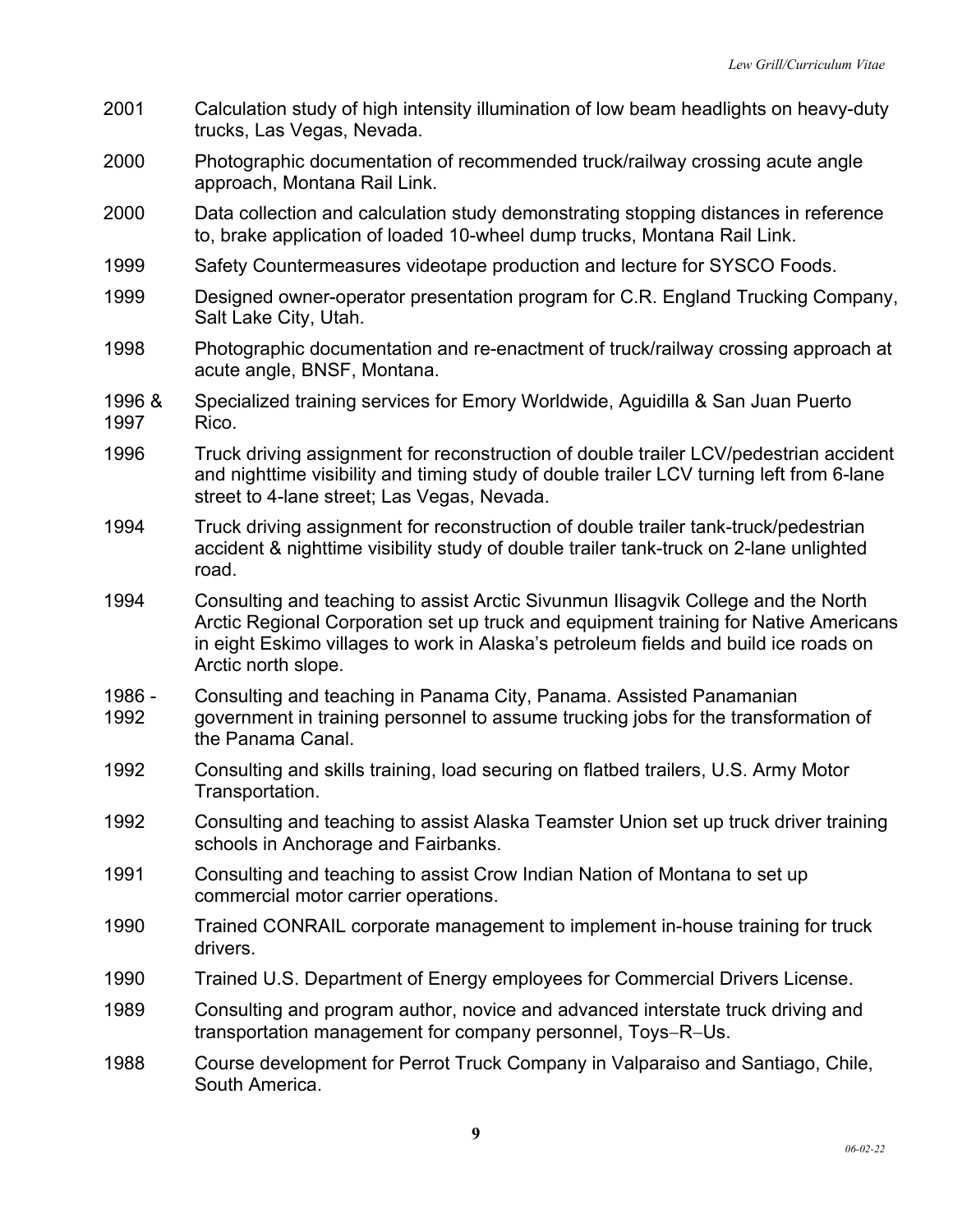| | |
|---|---|
| 2001 | Calculation study of high intensity illumination of low beam headlights on heavy-duty trucks, Las Vegas, Nevada. |
| 2000 | Photographic documentation of recommended truck/railway crossing acute angle approach, Montana Rail Link. |
| 2000 | Data collection and calculation study demonstrating stopping distances in reference to, brake application of loaded 10-wheel dump trucks, Montana Rail Link. |
| 1999 | Safety Countermeasures videotape production and lecture for SYSCO Foods. |
| 1999 | Designed owner-operator presentation program for C.R. England Trucking Company, Salt Lake City, Utah. |
| 1998 | Photographic documentation and re-enactment of truck/railway crossing approach at acute angle, BNSF, Montana. |
| 1996 & 1997 | Specialized training services for Emory Worldwide, Aguidilla & San Juan Puerto Rico. |
| 1996 | Truck driving assignment for reconstruction of double trailer LCV/pedestrian accident and nighttime visibility and timing study of double trailer LCV turning left from 6-lane street to 4-lane street; Las Vegas, Nevada. |
| 1994 | Truck driving assignment for reconstruction of double trailer tank-truck/pedestrian accident & nighttime visibility study of double trailer tank-truck on 2-lane unlighted road. |
| 1994 | Consulting and teaching to assist Arctic Sivunmun Ilisagvik College and the North Arctic Regional Corporation set up truck and equipment training for Native Americans in eight Eskimo villages to work in Alaska's petroleum fields and build ice roads on Arctic north slope. |
| 1986 - 1992 | Consulting and teaching in Panama City, Panama. Assisted Panamanian government in training personnel to assume trucking jobs for the transformation of the Panama Canal. |
| 1992 | Consulting and skills training, load securing on flatbed trailers, U.S. Army Motor Transportation. |
| 1992 | Consulting and teaching to assist Alaska Teamster Union set up truck driver training schools in Anchorage and Fairbanks. |
| 1991 | Consulting and teaching to assist Crow Indian Nation of Montana to set up commercial motor carrier operations. |
| 1990 | Trained CONRAIL corporate management to implement in-house training for truck drivers. |
| 1990 | Trained U.S. Department of Energy employees for Commercial Drivers License. |
| 1989 | Consulting and program author, novice and advanced interstate truck driving and transportation management for company personnel, Toys–R–Us. |
| 1988 | Course development for Perrot Truck Company in Valparaiso and Santiago, Chile, South America. |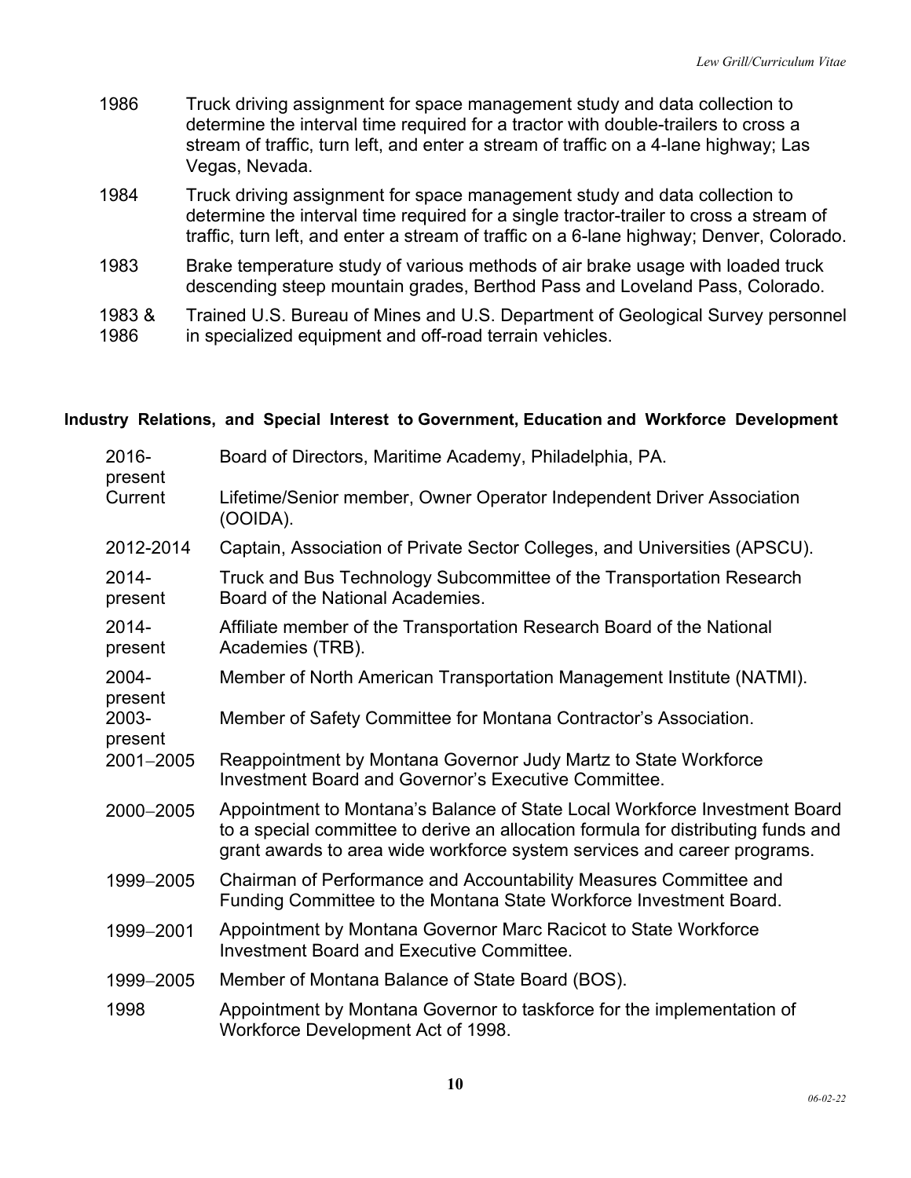1986 Truck driving assignment for space management study and data collection to determine the interval time required for a tractor with double-trailers to cross a stream of traffic, turn left, and enter a stream of traffic on a 4-lane highway; Las Vegas, Nevada.

1984 Truck driving assignment for space management study and data collection to determine the interval time required for a single tractor-trailer to cross a stream of traffic, turn left, and enter a stream of traffic on a 6-lane highway; Denver, Colorado.

1983 Brake temperature study of various methods of air brake usage with loaded truck descending steep mountain grades, Berthod Pass and Loveland Pass, Colorado.

1983 & 1986 Trained U.S. Bureau of Mines and U.S. Department of Geological Survey personnel in specialized equipment and off-road terrain vehicles.

#### Industry Relations, and Special Interest to Government, Education and Workforce Development

2016-present Board of Directors, Maritime Academy, Philadelphia, PA.

Current Lifetime/Senior member, Owner Operator Independent Driver Association (OOIDA).

2012-2014 Captain, Association of Private Sector Colleges, and Universities (APSCU).

2014-present Truck and Bus Technology Subcommittee of the Transportation Research Board of the National Academies.

2014-present Affiliate member of the Transportation Research Board of the National Academies (TRB).

2004-present Member of North American Transportation Management Institute (NATMI).

2003-present Member of Safety Committee for Montana Contractor's Association.

2001–2005 Reappointment by Montana Governor Judy Martz to State Workforce Investment Board and Governor's Executive Committee.

2000–2005 Appointment to Montana's Balance of State Local Workforce Investment Board to a special committee to derive an allocation formula for distributing funds and grant awards to area wide workforce system services and career programs.

1999–2005 Chairman of Performance and Accountability Measures Committee and Funding Committee to the Montana State Workforce Investment Board.

1999–2001 Appointment by Montana Governor Marc Racicot to State Workforce Investment Board and Executive Committee.

1999–2005 Member of Montana Balance of State Board (BOS).

1998 Appointment by Montana Governor to taskforce for the implementation of Workforce Development Act of 1998.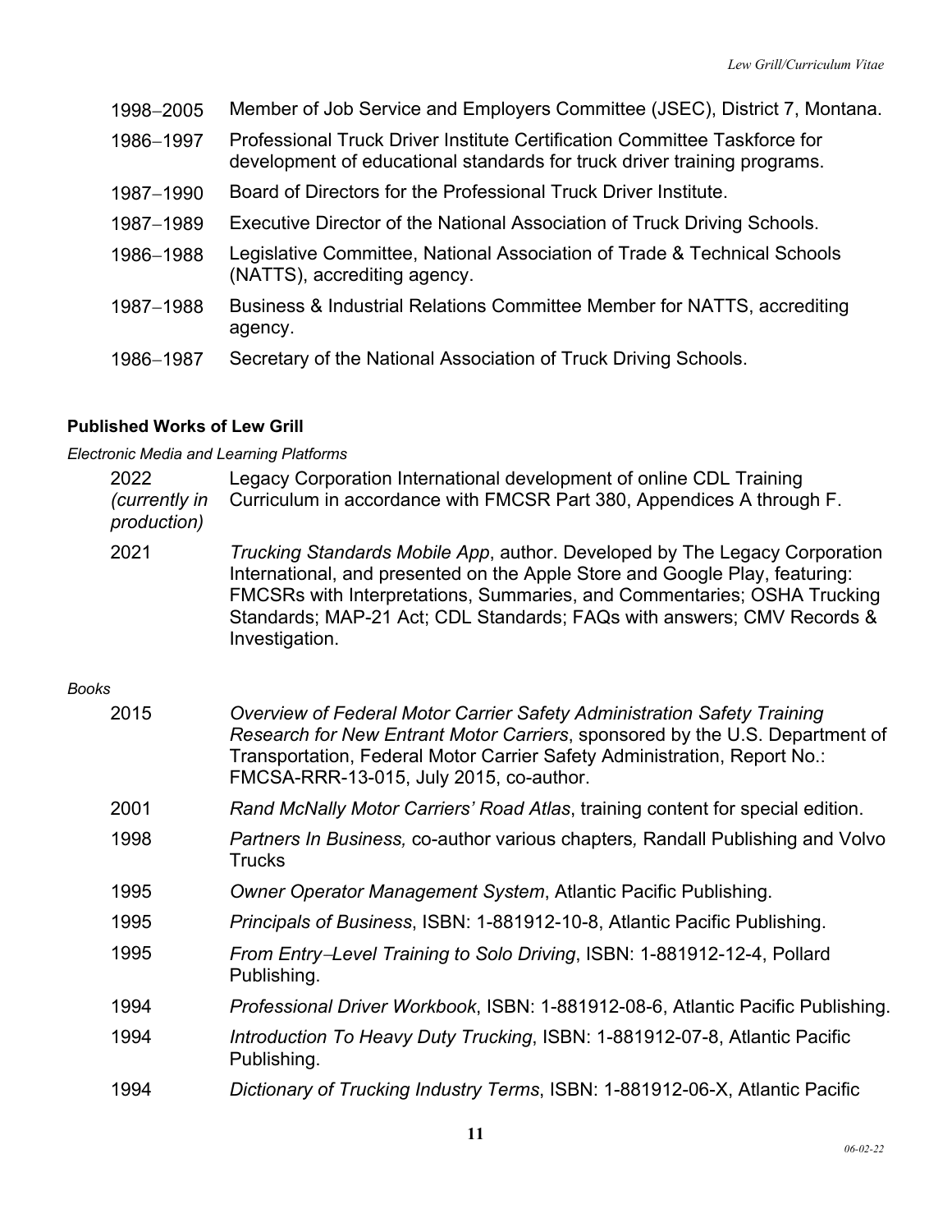1998–2005 Member of Job Service and Employers Committee (JSEC), District 7, Montana.

1986–1997 Professional Truck Driver Institute Certification Committee Taskforce for development of educational standards for truck driver training programs.

1987–1990 Board of Directors for the Professional Truck Driver Institute.

1987–1989 Executive Director of the National Association of Truck Driving Schools.

1986–1988 Legislative Committee, National Association of Trade & Technical Schools (NATTS), accrediting agency.

1987–1988 Business & Industrial Relations Committee Member for NATTS, accrediting agency.

1986–1987 Secretary of the National Association of Truck Driving Schools.

**Published Works of Lew Grill**

*Electronic Media and Learning Platforms*

2022 *(currently in production)* Legacy Corporation International development of online CDL Training Curriculum in accordance with FMCSR Part 380, Appendices A through F.

2021 *Trucking Standards Mobile App*, author. Developed by The Legacy Corporation International, and presented on the Apple Store and Google Play, featuring: FMCSRs with Interpretations, Summaries, and Commentaries; OSHA Trucking Standards; MAP-21 Act; CDL Standards; FAQs with answers; CMV Records & Investigation.

*Books*

2015 *Overview of Federal Motor Carrier Safety Administration Safety Training Research for New Entrant Motor Carriers*, sponsored by the U.S. Department of Transportation, Federal Motor Carrier Safety Administration, Report No.: FMCSA-RRR-13-015, July 2015, co-author.

2001 *Rand McNally Motor Carriers' Road Atlas*, training content for special edition.

1998 *Partners In Business,* co-author various chapters*,* Randall Publishing and Volvo Trucks

1995 *Owner Operator Management System*, Atlantic Pacific Publishing.

1995 *Principals of Business*, ISBN: 1-881912-10-8, Atlantic Pacific Publishing.

1995 *From Entry–Level Training to Solo Driving*, ISBN: 1-881912-12-4, Pollard Publishing.

1994 *Professional Driver Workbook*, ISBN: 1-881912-08-6, Atlantic Pacific Publishing.

1994 *Introduction To Heavy Duty Trucking*, ISBN: 1-881912-07-8, Atlantic Pacific Publishing.

1994 *Dictionary of Trucking Industry Terms*, ISBN: 1-881912-06-X, Atlantic Pacific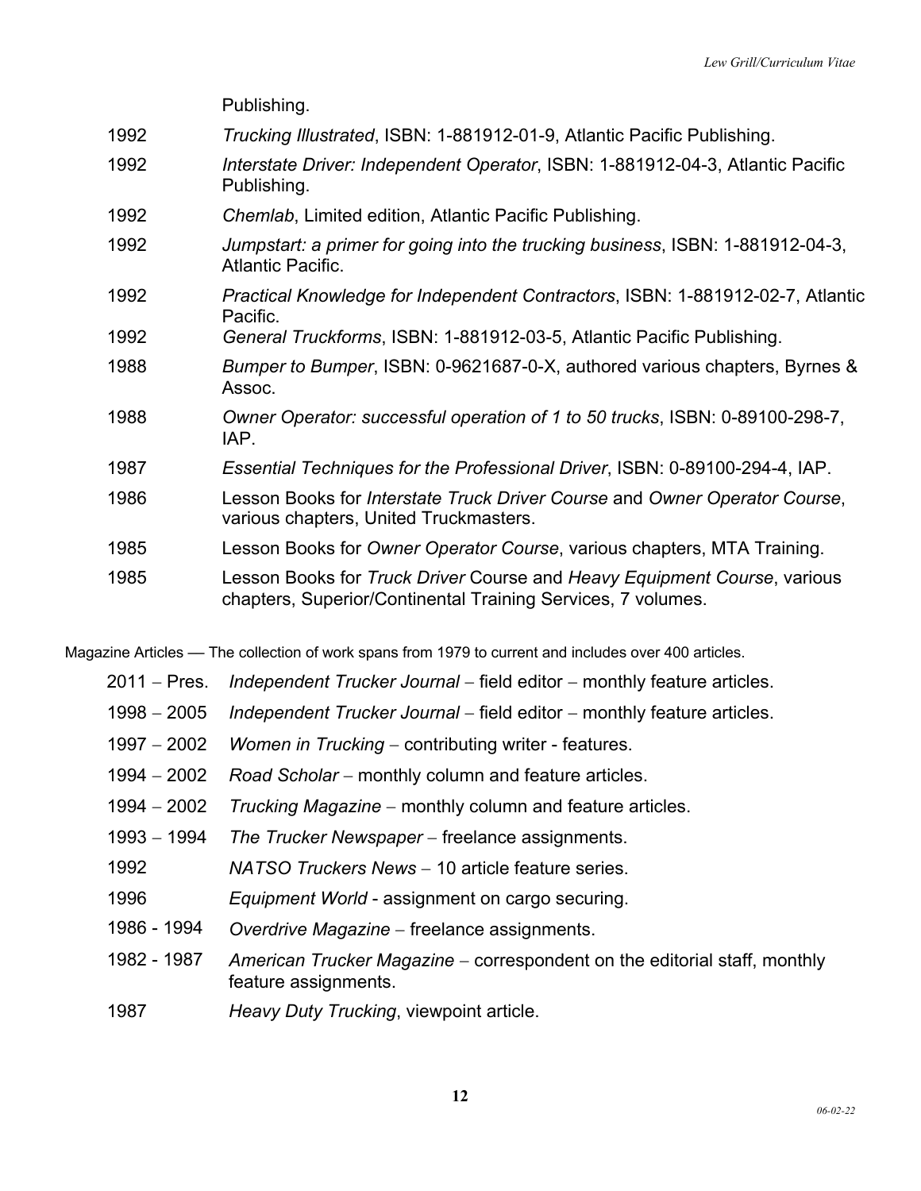Publishing.

| | |
|---|---|
| 1992 | *Trucking Illustrated*, ISBN: 1-881912-01-9, Atlantic Pacific Publishing. |
| 1992 | *Interstate Driver: Independent Operator*, ISBN: 1-881912-04-3, Atlantic Pacific Publishing. |
| 1992 | *Chemlab*, Limited edition, Atlantic Pacific Publishing. |
| 1992 | *Jumpstart: a primer for going into the trucking business*, ISBN: 1-881912-04-3, Atlantic Pacific. |
| 1992 | *Practical Knowledge for Independent Contractors*, ISBN: 1-881912-02-7, Atlantic Pacific. |
| 1992 | *General Truckforms*, ISBN: 1-881912-03-5, Atlantic Pacific Publishing. |
| 1988 | *Bumper to Bumper*, ISBN: 0-9621687-0-X, authored various chapters, Byrnes & Assoc. |
| 1988 | *Owner Operator: successful operation of 1 to 50 trucks*, ISBN: 0-89100-298-7, IAP. |
| 1987 | *Essential Techniques for the Professional Driver*, ISBN: 0-89100-294-4, IAP. |
| 1986 | Lesson Books for *Interstate Truck Driver Course* and *Owner Operator Course*, various chapters, United Truckmasters. |
| 1985 | Lesson Books for *Owner Operator Course*, various chapters, MTA Training. |
| 1985 | Lesson Books for *Truck Driver* Course and *Heavy Equipment Course*, various chapters, Superior/Continental Training Services, 7 volumes. |

Magazine Articles — The collection of work spans from 1979 to current and includes over 400 articles.

| | |
|---|---|
| 2011 – Pres. | *Independent Trucker Journal* – field editor – monthly feature articles. |
| 1998 – 2005 | *Independent Trucker Journal* – field editor – monthly feature articles. |
| 1997 – 2002 | *Women in Trucking* – contributing writer - features. |
| 1994 – 2002 | *Road Scholar* – monthly column and feature articles. |
| 1994 – 2002 | *Trucking Magazine* – monthly column and feature articles. |
| 1993 – 1994 | *The Trucker Newspaper* – freelance assignments. |
| 1992 | *NATSO Truckers News* – 10 article feature series. |
| 1996 | *Equipment World* - assignment on cargo securing. |
| 1986 - 1994 | *Overdrive Magazine* – freelance assignments. |
| 1982 - 1987 | *American Trucker Magazine* – correspondent on the editorial staff, monthly feature assignments. |
| 1987 | *Heavy Duty Trucking*, viewpoint article. |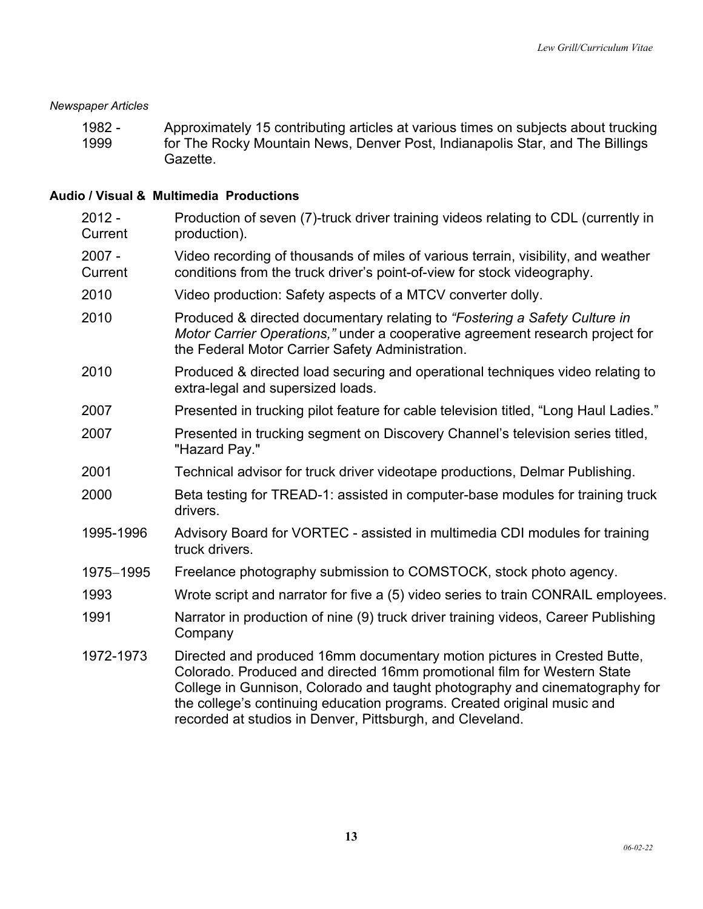*Newspaper Articles*

| | |
|---|---|
| 1982 - 1999 | Approximately 15 contributing articles at various times on subjects about trucking for The Rocky Mountain News, Denver Post, Indianapolis Star, and The Billings Gazette. |

**Audio / Visual & Multimedia Productions**

| | |
|---|---|
| 2012 - Current | Production of seven (7)-truck driver training videos relating to CDL (currently in production). |
| 2007 - Current | Video recording of thousands of miles of various terrain, visibility, and weather conditions from the truck driver's point-of-view for stock videography. |
| 2010 | Video production: Safety aspects of a MTCV converter dolly. |
| 2010 | Produced & directed documentary relating to *"Fostering a Safety Culture in Motor Carrier Operations,"* under a cooperative agreement research project for the Federal Motor Carrier Safety Administration. |
| 2010 | Produced & directed load securing and operational techniques video relating to extra-legal and supersized loads. |
| 2007 | Presented in trucking pilot feature for cable television titled, "Long Haul Ladies." |
| 2007 | Presented in trucking segment on Discovery Channel's television series titled, "Hazard Pay." |
| 2001 | Technical advisor for truck driver videotape productions, Delmar Publishing. |
| 2000 | Beta testing for TREAD-1: assisted in computer-base modules for training truck drivers. |
| 1995-1996 | Advisory Board for VORTEC - assisted in multimedia CDI modules for training truck drivers. |
| 1975–1995 | Freelance photography submission to COMSTOCK, stock photo agency. |
| 1993 | Wrote script and narrator for five a (5) video series to train CONRAIL employees. |
| 1991 | Narrator in production of nine (9) truck driver training videos, Career Publishing Company |
| 1972-1973 | Directed and produced 16mm documentary motion pictures in Crested Butte, Colorado. Produced and directed 16mm promotional film for Western State College in Gunnison, Colorado and taught photography and cinematography for the college's continuing education programs. Created original music and recorded at studios in Denver, Pittsburgh, and Cleveland. |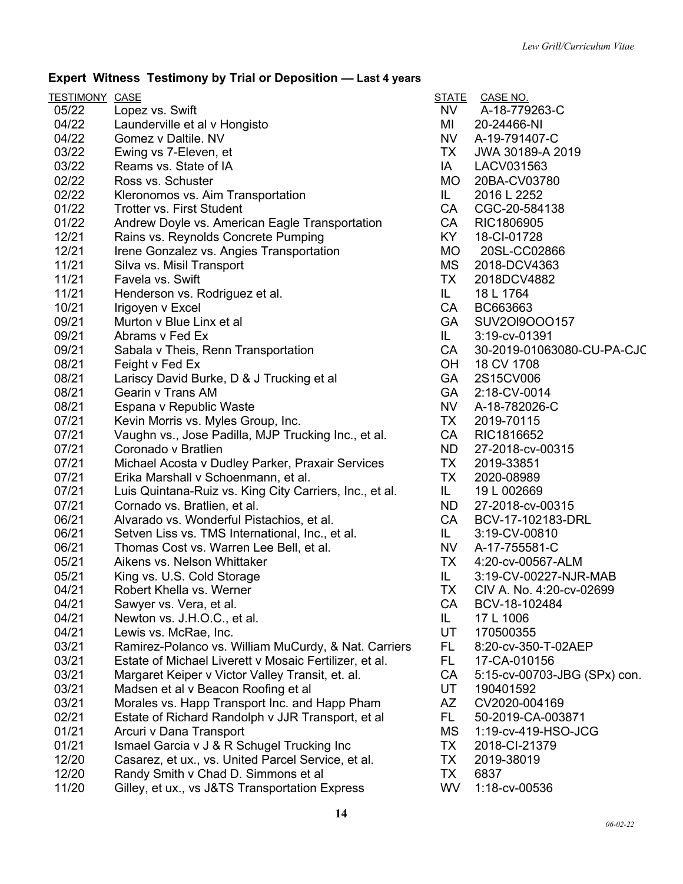## Expert Witness Testimony by Trial or Deposition — Last 4 years

| TESTIMONY | CASE | STATE | CASE NO. |
|---|---|---|---|
| 05/22 | Lopez vs. Swift | NV | A-18-779263-C |
| 04/22 | Launderville et al v Hongisto | MI | 20-24466-NI |
| 04/22 | Gomez v Daltile. NV | NV | A-19-791407-C |
| 03/22 | Ewing vs 7-Eleven, et | TX | JWA 30189-A 2019 |
| 03/22 | Reams vs. State of IA | IA | LACV031563 |
| 02/22 | Ross vs. Schuster | MO | 20BA-CV03780 |
| 02/22 | Kleronomos vs. Aim Transportation | IL | 2016 L 2252 |
| 01/22 | Trotter vs. First Student | CA | CGC-20-584138 |
| 01/22 | Andrew Doyle vs. American Eagle Transportation | CA | RIC1806905 |
| 12/21 | Rains vs. Reynolds Concrete Pumping | KY | 18-CI-01728 |
| 12/21 | Irene Gonzalez vs. Angies Transportation | MO | 20SL-CC02866 |
| 11/21 | Silva vs. Misil Transport | MS | 2018-DCV4363 |
| 11/21 | Favela vs. Swift | TX | 2018DCV4882 |
| 11/21 | Henderson vs. Rodriguez et al. | IL | 18 L 1764 |
| 10/21 | Irigoyen v Excel | CA | BC663663 |
| 09/21 | Murton v Blue Linx et al | GA | SUV2Ol9OOO157 |
| 09/21 | Abrams v Fed Ex | IL | 3:19-cv-01391 |
| 09/21 | Sabala v Theis, Renn Transportation | CA | 30-2019-01063080-CU-PA-CJC |
| 08/21 | Feight v Fed Ex | OH | 18 CV 1708 |
| 08/21 | Lariscy David Burke, D & J Trucking et al | GA | 2S15CV006 |
| 08/21 | Gearin v Trans AM | GA | 2:18-CV-0014 |
| 08/21 | Espana v Republic Waste | NV | A-18-782026-C |
| 07/21 | Kevin Morris vs. Myles Group, Inc. | TX | 2019-70115 |
| 07/21 | Vaughn vs., Jose Padilla, MJP Trucking Inc., et al. | CA | RIC1816652 |
| 07/21 | Coronado v Bratlien | ND | 27-2018-cv-00315 |
| 07/21 | Michael Acosta v Dudley Parker, Praxair Services | TX | 2019-33851 |
| 07/21 | Erika Marshall v Schoenmann, et al. | TX | 2020-08989 |
| 07/21 | Luis Quintana-Ruiz vs. King City Carriers, Inc., et al. | IL | 19 L 002669 |
| 07/21 | Cornado vs. Bratlien, et al. | ND | 27-2018-cv-00315 |
| 06/21 | Alvarado vs. Wonderful Pistachios, et al. | CA | BCV-17-102183-DRL |
| 06/21 | Setven Liss vs. TMS International, Inc., et al. | IL | 3:19-CV-00810 |
| 06/21 | Thomas Cost vs. Warren Lee Bell, et al. | NV | A-17-755581-C |
| 05/21 | Aikens vs. Nelson Whittaker | TX | 4:20-cv-00567-ALM |
| 05/21 | King vs. U.S. Cold Storage | IL | 3:19-CV-00227-NJR-MAB |
| 04/21 | Robert Khella vs. Werner | TX | CIV A. No. 4:20-cv-02699 |
| 04/21 | Sawyer vs. Vera, et al. | CA | BCV-18-102484 |
| 04/21 | Newton vs. J.H.O.C., et al. | IL | 17 L 1006 |
| 04/21 | Lewis vs. McRae, Inc. | UT | 170500355 |
| 03/21 | Ramirez-Polanco vs. William MuCurdy, & Nat. Carriers | FL | 8:20-cv-350-T-02AEP |
| 03/21 | Estate of Michael Liverett v Mosaic Fertilizer, et al. | FL | 17-CA-010156 |
| 03/21 | Margaret Keiper v Victor Valley Transit, et. al. | CA | 5:15-cv-00703-JBG (SPx) con. |
| 03/21 | Madsen et al v Beacon Roofing et al | UT | 190401592 |
| 03/21 | Morales vs. Happ Transport Inc. and Happ Pham | AZ | CV2020-004169 |
| 02/21 | Estate of Richard Randolph v JJR Transport, et al | FL | 50-2019-CA-003871 |
| 01/21 | Arcuri v Dana Transport | MS | 1:19-cv-419-HSO-JCG |
| 01/21 | Ismael Garcia v J & R Schugel Trucking Inc | TX | 2018-CI-21379 |
| 12/20 | Casarez, et ux., vs. United Parcel Service, et al. | TX | 2019-38019 |
| 12/20 | Randy Smith v Chad D. Simmons et al | TX | 6837 |
| 11/20 | Gilley, et ux., vs J&TS Transportation Express | WV | 1:18-cv-00536 |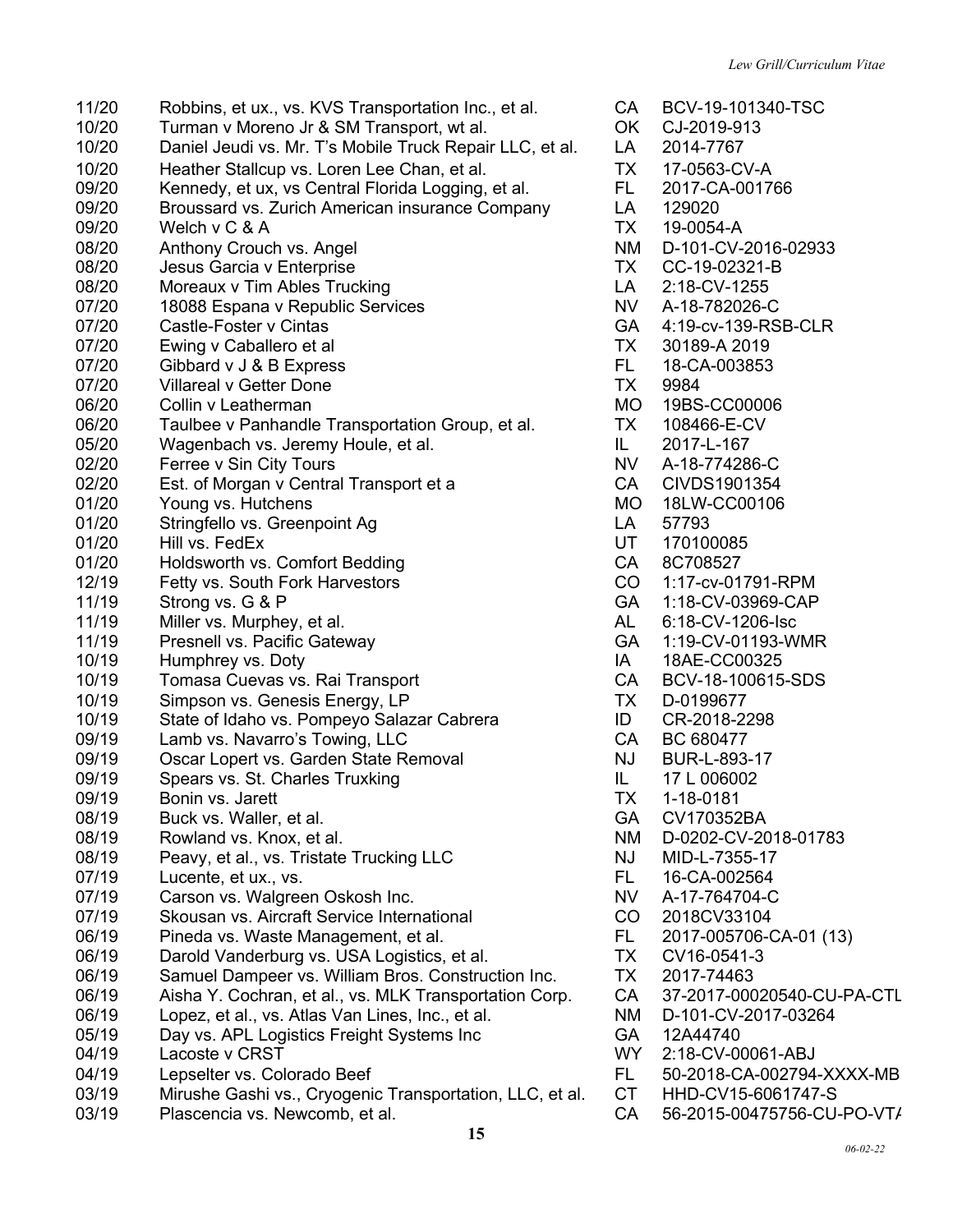| | | | |
|---|---|---|---|
| 11/20 | Robbins, et ux., vs. KVS Transportation Inc., et al. | CA | BCV-19-101340-TSC |
| 10/20 | Turman v Moreno Jr & SM Transport, wt al. | OK | CJ-2019-913 |
| 10/20 | Daniel Jeudi vs. Mr. T's Mobile Truck Repair LLC, et al. | LA | 2014-7767 |
| 10/20 | Heather Stallcup vs. Loren Lee Chan, et al. | TX | 17-0563-CV-A |
| 09/20 | Kennedy, et ux, vs Central Florida Logging, et al. | FL | 2017-CA-001766 |
| 09/20 | Broussard vs. Zurich American insurance Company | LA | 129020 |
| 09/20 | Welch v C & A | TX | 19-0054-A |
| 08/20 | Anthony Crouch vs. Angel | NM | D-101-CV-2016-02933 |
| 08/20 | Jesus Garcia v Enterprise | TX | CC-19-02321-B |
| 08/20 | Moreaux v Tim Ables Trucking | LA | 2:18-CV-1255 |
| 07/20 | 18088 Espana v Republic Services | NV | A-18-782026-C |
| 07/20 | Castle-Foster v Cintas | GA | 4:19-cv-139-RSB-CLR |
| 07/20 | Ewing v Caballero et al | TX | 30189-A 2019 |
| 07/20 | Gibbard v J & B Express | FL | 18-CA-003853 |
| 07/20 | Villareal v Getter Done | TX | 9984 |
| 06/20 | Collin v Leatherman | MO | 19BS-CC00006 |
| 06/20 | Taulbee v Panhandle Transportation Group, et al. | TX | 108466-E-CV |
| 05/20 | Wagenbach vs. Jeremy Houle, et al. | IL | 2017-L-167 |
| 02/20 | Ferree v Sin City Tours | NV | A-18-774286-C |
| 02/20 | Est. of Morgan v Central Transport et a | CA | CIVDS1901354 |
| 01/20 | Young vs. Hutchens | MO | 18LW-CC00106 |
| 01/20 | Stringfello vs. Greenpoint Ag | LA | 57793 |
| 01/20 | Hill vs. FedEx | UT | 170100085 |
| 01/20 | Holdsworth vs. Comfort Bedding | CA | 8C708527 |
| 12/19 | Fetty vs. South Fork Harvestors | CO | 1:17-cv-01791-RPM |
| 11/19 | Strong vs. G & P | GA | 1:18-CV-03969-CAP |
| 11/19 | Miller vs. Murphey, et al. | AL | 6:18-CV-1206-lsc |
| 11/19 | Presnell vs. Pacific Gateway | GA | 1:19-CV-01193-WMR |
| 10/19 | Humphrey vs. Doty | IA | 18AE-CC00325 |
| 10/19 | Tomasa Cuevas vs. Rai Transport | CA | BCV-18-100615-SDS |
| 10/19 | Simpson vs. Genesis Energy, LP | TX | D-0199677 |
| 10/19 | State of Idaho vs. Pompeyo Salazar Cabrera | ID | CR-2018-2298 |
| 09/19 | Lamb vs. Navarro's Towing, LLC | CA | BC 680477 |
| 09/19 | Oscar Lopert vs. Garden State Removal | NJ | BUR-L-893-17 |
| 09/19 | Spears vs. St. Charles Truxking | IL | 17 L 006002 |
| 09/19 | Bonin vs. Jarett | TX | 1-18-0181 |
| 08/19 | Buck vs. Waller, et al. | GA | CV170352BA |
| 08/19 | Rowland vs. Knox, et al. | NM | D-0202-CV-2018-01783 |
| 08/19 | Peavy, et al., vs. Tristate Trucking LLC | NJ | MID-L-7355-17 |
| 07/19 | Lucente, et ux., vs. | FL | 16-CA-002564 |
| 07/19 | Carson vs. Walgreen Oskosh Inc. | NV | A-17-764704-C |
| 07/19 | Skousan vs. Aircraft Service International | CO | 2018CV33104 |
| 06/19 | Pineda vs. Waste Management, et al. | FL | 2017-005706-CA-01 (13) |
| 06/19 | Darold Vanderburg vs. USA Logistics, et al. | TX | CV16-0541-3 |
| 06/19 | Samuel Dampeer vs. William Bros. Construction Inc. | TX | 2017-74463 |
| 06/19 | Aisha Y. Cochran, et al., vs. MLK Transportation Corp. | CA | 37-2017-00020540-CU-PA-CTL |
| 06/19 | Lopez, et al., vs. Atlas Van Lines, Inc., et al. | NM | D-101-CV-2017-03264 |
| 05/19 | Day vs. APL Logistics Freight Systems Inc | GA | 12A44740 |
| 04/19 | Lacoste v CRST | WY | 2:18-CV-00061-ABJ |
| 04/19 | Lepselter vs. Colorado Beef | FL | 50-2018-CA-002794-XXXX-MB |
| 03/19 | Mirushe Gashi vs., Cryogenic Transportation, LLC, et al. | CT | HHD-CV15-6061747-S |
| 03/19 | Plascencia vs. Newcomb, et al. | CA | 56-2015-00475756-CU-PO-VTA |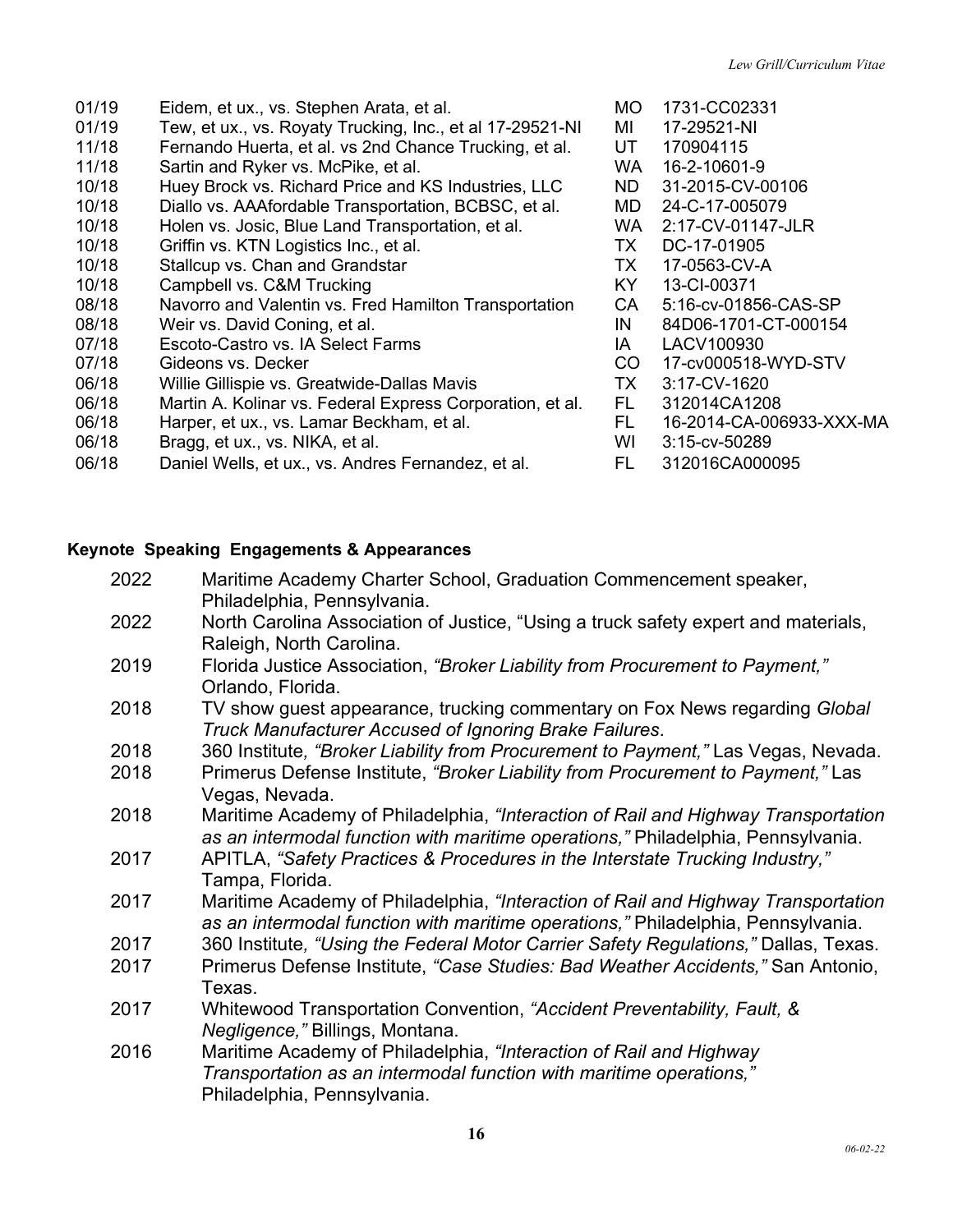| | | | |
|---|---|---|---|
| 01/19 | Eidem, et ux., vs. Stephen Arata, et al. | MO | 1731-CC02331 |
| 01/19 | Tew, et ux., vs. Royaty Trucking, Inc., et al 17-29521-NI | MI | 17-29521-NI |
| 11/18 | Fernando Huerta, et al. vs 2nd Chance Trucking, et al. | UT | 170904115 |
| 11/18 | Sartin and Ryker vs. McPike, et al. | WA | 16-2-10601-9 |
| 10/18 | Huey Brock vs. Richard Price and KS Industries, LLC | ND | 31-2015-CV-00106 |
| 10/18 | Diallo vs. AAAfordable Transportation, BCBSC, et al. | MD | 24-C-17-005079 |
| 10/18 | Holen vs. Josic, Blue Land Transportation, et al. | WA | 2:17-CV-01147-JLR |
| 10/18 | Griffin vs. KTN Logistics Inc., et al. | TX | DC-17-01905 |
| 10/18 | Stallcup vs. Chan and Grandstar | TX | 17-0563-CV-A |
| 10/18 | Campbell vs. C&M Trucking | KY | 13-CI-00371 |
| 08/18 | Navorro and Valentin vs. Fred Hamilton Transportation | CA | 5:16-cv-01856-CAS-SP |
| 08/18 | Weir vs. David Coning, et al. | IN | 84D06-1701-CT-000154 |
| 07/18 | Escoto-Castro vs. IA Select Farms | IA | LACV100930 |
| 07/18 | Gideons vs. Decker | CO | 17-cv000518-WYD-STV |
| 06/18 | Willie Gillispie vs. Greatwide-Dallas Mavis | TX | 3:17-CV-1620 |
| 06/18 | Martin A. Kolinar vs. Federal Express Corporation, et al. | FL | 312014CA1208 |
| 06/18 | Harper, et ux., vs. Lamar Beckham, et al. | FL | 16-2014-CA-006933-XXX-MA |
| 06/18 | Bragg, et ux., vs. NIKA, et al. | WI | 3:15-cv-50289 |
| 06/18 | Daniel Wells, et ux., vs. Andres Fernandez, et al. | FL | 312016CA000095 |

**Keynote Speaking Engagements & Appearances**

| | |
|---|---|
| 2022 | Maritime Academy Charter School, Graduation Commencement speaker, Philadelphia, Pennsylvania. |
| 2022 | North Carolina Association of Justice, "Using a truck safety expert and materials, Raleigh, North Carolina. |
| 2019 | Florida Justice Association, *"Broker Liability from Procurement to Payment,"* Orlando, Florida. |
| 2018 | TV show guest appearance, trucking commentary on Fox News regarding *Global Truck Manufacturer Accused of Ignoring Brake Failures*. |
| 2018 | 360 Institute*, "Broker Liability from Procurement to Payment,"* Las Vegas, Nevada. |
| 2018 | Primerus Defense Institute, *"Broker Liability from Procurement to Payment,"* Las Vegas, Nevada. |
| 2018 | Maritime Academy of Philadelphia, *"Interaction of Rail and Highway Transportation as an intermodal function with maritime operations,"* Philadelphia, Pennsylvania. |
| 2017 | APITLA, *"Safety Practices & Procedures in the Interstate Trucking Industry,"* Tampa, Florida. |
| 2017 | Maritime Academy of Philadelphia, *"Interaction of Rail and Highway Transportation as an intermodal function with maritime operations,"* Philadelphia, Pennsylvania. |
| 2017 | 360 Institute*, "Using the Federal Motor Carrier Safety Regulations,"* Dallas, Texas. |
| 2017 | Primerus Defense Institute, *"Case Studies: Bad Weather Accidents,"* San Antonio, Texas. |
| 2017 | Whitewood Transportation Convention, *"Accident Preventability, Fault, & Negligence,"* Billings, Montana. |
| 2016 | Maritime Academy of Philadelphia, *"Interaction of Rail and Highway Transportation as an intermodal function with maritime operations,"* Philadelphia, Pennsylvania. |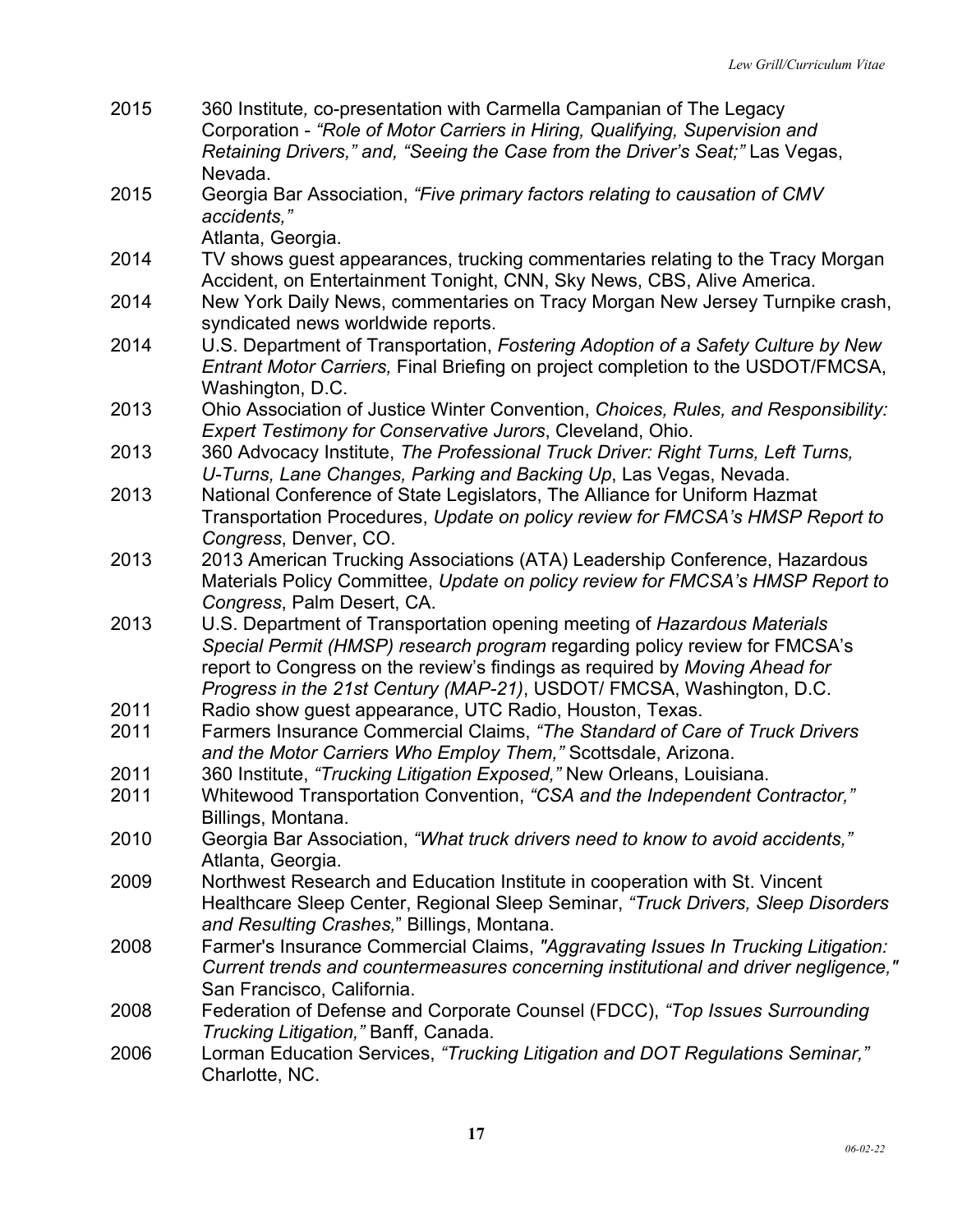2015 360 Institute, co-presentation with Carmella Campanian of The Legacy Corporation - *"Role of Motor Carriers in Hiring, Qualifying, Supervision and Retaining Drivers," and, "Seeing the Case from the Driver's Seat;"* Las Vegas, Nevada.

2015 Georgia Bar Association, *"Five primary factors relating to causation of CMV accidents,"* Atlanta, Georgia.

2014 TV shows guest appearances, trucking commentaries relating to the Tracy Morgan Accident, on Entertainment Tonight, CNN, Sky News, CBS, Alive America.

2014 New York Daily News, commentaries on Tracy Morgan New Jersey Turnpike crash, syndicated news worldwide reports.

2014 U.S. Department of Transportation, *Fostering Adoption of a Safety Culture by New Entrant Motor Carriers,* Final Briefing on project completion to the USDOT/FMCSA, Washington, D.C.

2013 Ohio Association of Justice Winter Convention, *Choices, Rules, and Responsibility: Expert Testimony for Conservative Jurors*, Cleveland, Ohio.

2013 360 Advocacy Institute, *The Professional Truck Driver: Right Turns, Left Turns, U-Turns, Lane Changes, Parking and Backing Up*, Las Vegas, Nevada.

2013 National Conference of State Legislators, The Alliance for Uniform Hazmat Transportation Procedures, *Update on policy review for FMCSA's HMSP Report to Congress*, Denver, CO.

2013 2013 American Trucking Associations (ATA) Leadership Conference, Hazardous Materials Policy Committee, *Update on policy review for FMCSA's HMSP Report to Congress*, Palm Desert, CA.

2013 U.S. Department of Transportation opening meeting of *Hazardous Materials Special Permit (HMSP) research program* regarding policy review for FMCSA's report to Congress on the review's findings as required by *Moving Ahead for Progress in the 21st Century (MAP-21)*, USDOT/ FMCSA, Washington, D.C.

2011 Radio show guest appearance, UTC Radio, Houston, Texas.

2011 Farmers Insurance Commercial Claims, *"The Standard of Care of Truck Drivers and the Motor Carriers Who Employ Them,"* Scottsdale, Arizona.

2011 360 Institute, *"Trucking Litigation Exposed,"* New Orleans, Louisiana.

2011 Whitewood Transportation Convention, *"CSA and the Independent Contractor,"* Billings, Montana.

2010 Georgia Bar Association, *"What truck drivers need to know to avoid accidents,"* Atlanta, Georgia.

2009 Northwest Research and Education Institute in cooperation with St. Vincent Healthcare Sleep Center, Regional Sleep Seminar, *"Truck Drivers, Sleep Disorders and Resulting Crashes,"* Billings, Montana.

2008 Farmer's Insurance Commercial Claims, *"Aggravating Issues In Trucking Litigation: Current trends and countermeasures concerning institutional and driver negligence,"* San Francisco, California.

2008 Federation of Defense and Corporate Counsel (FDCC), *"Top Issues Surrounding Trucking Litigation,"* Banff, Canada.

2006 Lorman Education Services, *"Trucking Litigation and DOT Regulations Seminar,"* Charlotte, NC.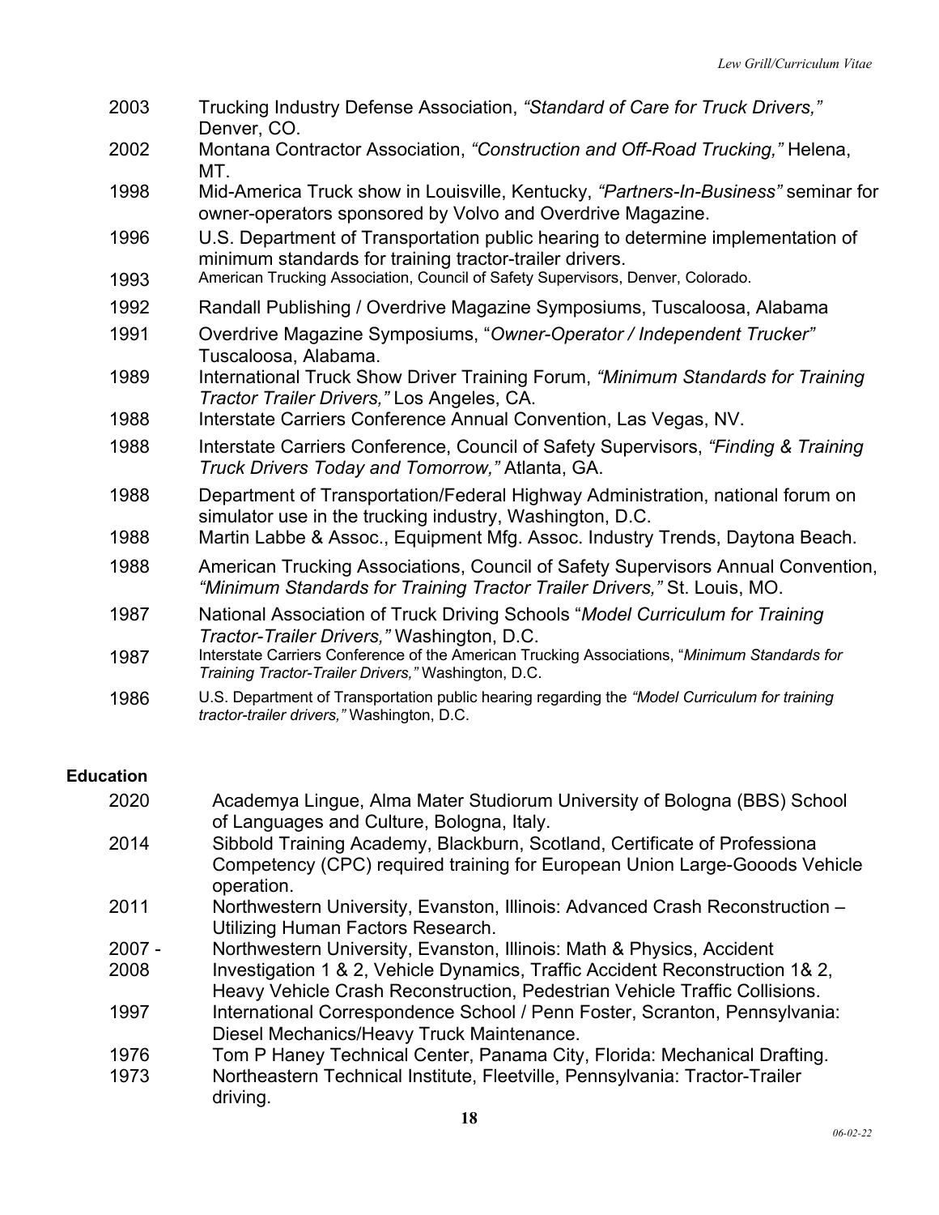2003 Trucking Industry Defense Association, *"Standard of Care for Truck Drivers,"* Denver, CO.

2002 Montana Contractor Association, *"Construction and Off-Road Trucking,"* Helena, MT.

1998 Mid-America Truck show in Louisville, Kentucky, *"Partners-In-Business"* seminar for owner-operators sponsored by Volvo and Overdrive Magazine.

1996 U.S. Department of Transportation public hearing to determine implementation of minimum standards for training tractor-trailer drivers.

1993 American Trucking Association, Council of Safety Supervisors, Denver, Colorado.

1992 Randall Publishing / Overdrive Magazine Symposiums, Tuscaloosa, Alabama

1991 Overdrive Magazine Symposiums, "*Owner-Operator / Independent Trucker"* Tuscaloosa, Alabama.

1989 International Truck Show Driver Training Forum, *"Minimum Standards for Training Tractor Trailer Drivers,"* Los Angeles, CA.

1988 Interstate Carriers Conference Annual Convention, Las Vegas, NV.

1988 Interstate Carriers Conference, Council of Safety Supervisors, *"Finding & Training Truck Drivers Today and Tomorrow,"* Atlanta, GA.

1988 Department of Transportation/Federal Highway Administration, national forum on simulator use in the trucking industry, Washington, D.C.

1988 Martin Labbe & Assoc., Equipment Mfg. Assoc. Industry Trends, Daytona Beach.

1988 American Trucking Associations, Council of Safety Supervisors Annual Convention, *"Minimum Standards for Training Tractor Trailer Drivers,"* St. Louis, MO.

1987 National Association of Truck Driving Schools "*Model Curriculum for Training Tractor-Trailer Drivers,"* Washington, D.C.

1987 Interstate Carriers Conference of the American Trucking Associations, "*Minimum Standards for Training Tractor-Trailer Drivers,"* Washington, D.C.

1986 U.S. Department of Transportation public hearing regarding the *"Model Curriculum for training tractor-trailer drivers,"* Washington, D.C.

**Education**

2020 Academya Lingue, Alma Mater Studiorum University of Bologna (BBS) School of Languages and Culture, Bologna, Italy.

2014 Sibbold Training Academy, Blackburn, Scotland, Certificate of Professiona Competency (CPC) required training for European Union Large-Gooods Vehicle operation.

2011 Northwestern University, Evanston, Illinois: Advanced Crash Reconstruction – Utilizing Human Factors Research.

2007 - 2008 Northwestern University, Evanston, Illinois: Math & Physics, Accident Investigation 1 & 2, Vehicle Dynamics, Traffic Accident Reconstruction 1& 2, Heavy Vehicle Crash Reconstruction, Pedestrian Vehicle Traffic Collisions.

1997 International Correspondence School / Penn Foster, Scranton, Pennsylvania: Diesel Mechanics/Heavy Truck Maintenance.

1976 Tom P Haney Technical Center, Panama City, Florida: Mechanical Drafting.

1973 Northeastern Technical Institute, Fleetville, Pennsylvania: Tractor-Trailer driving.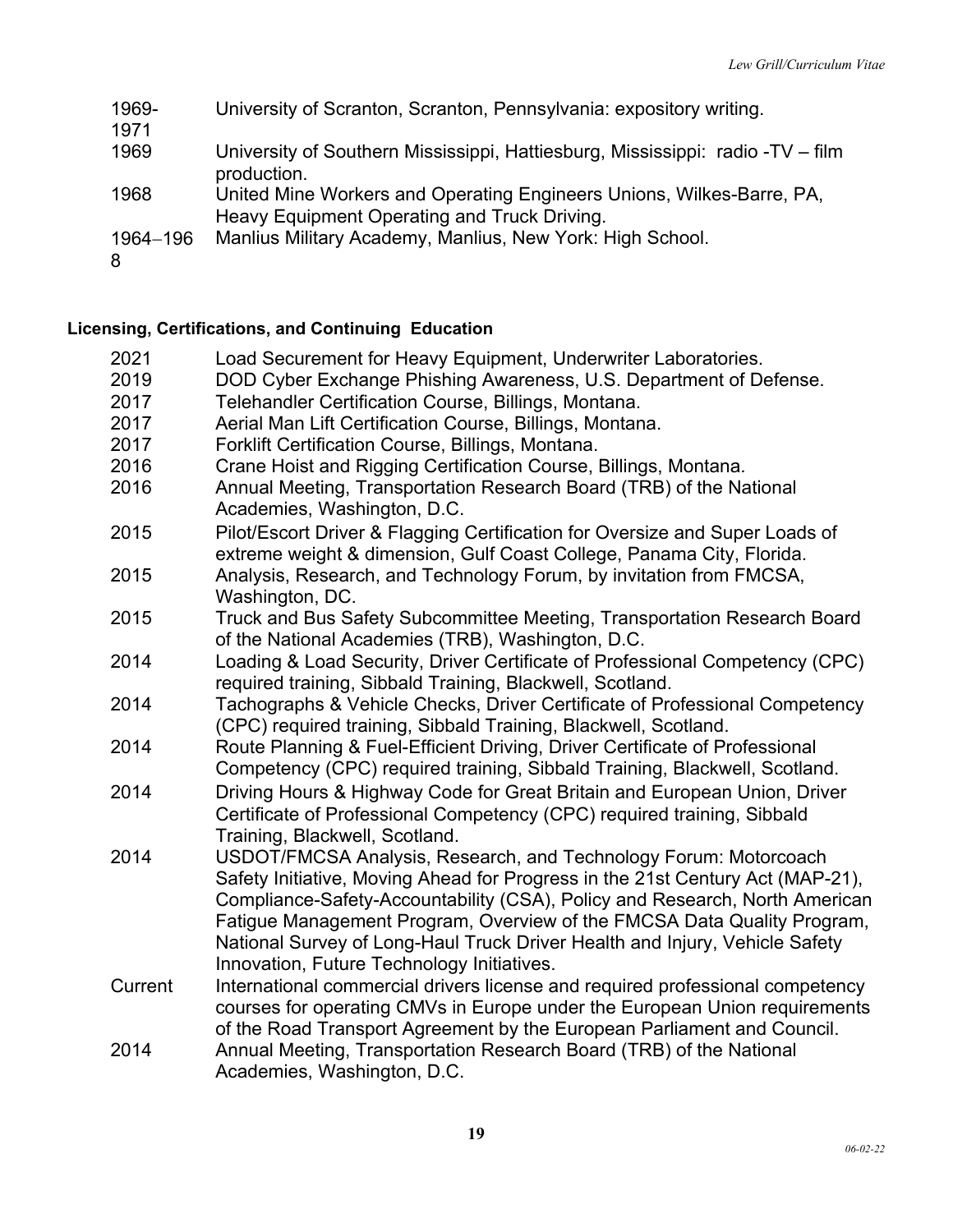1969-1971 University of Scranton, Scranton, Pennsylvania: expository writing.

1969 University of Southern Mississippi, Hattiesburg, Mississippi: radio -TV – film production.

1968 United Mine Workers and Operating Engineers Unions, Wilkes-Barre, PA, Heavy Equipment Operating and Truck Driving.

1964–1968 Manlius Military Academy, Manlius, New York: High School.

**Licensing, Certifications, and Continuing Education**

2021 Load Securement for Heavy Equipment, Underwriter Laboratories.

2019 DOD Cyber Exchange Phishing Awareness, U.S. Department of Defense.

2017 Telehandler Certification Course, Billings, Montana.

2017 Aerial Man Lift Certification Course, Billings, Montana.

2017 Forklift Certification Course, Billings, Montana.

2016 Crane Hoist and Rigging Certification Course, Billings, Montana.

2016 Annual Meeting, Transportation Research Board (TRB) of the National Academies, Washington, D.C.

2015 Pilot/Escort Driver & Flagging Certification for Oversize and Super Loads of extreme weight & dimension, Gulf Coast College, Panama City, Florida.

2015 Analysis, Research, and Technology Forum, by invitation from FMCSA, Washington, DC.

2015 Truck and Bus Safety Subcommittee Meeting, Transportation Research Board of the National Academies (TRB), Washington, D.C.

2014 Loading & Load Security, Driver Certificate of Professional Competency (CPC) required training, Sibbald Training, Blackwell, Scotland.

2014 Tachographs & Vehicle Checks, Driver Certificate of Professional Competency (CPC) required training, Sibbald Training, Blackwell, Scotland.

2014 Route Planning & Fuel-Efficient Driving, Driver Certificate of Professional Competency (CPC) required training, Sibbald Training, Blackwell, Scotland.

2014 Driving Hours & Highway Code for Great Britain and European Union, Driver Certificate of Professional Competency (CPC) required training, Sibbald Training, Blackwell, Scotland.

2014 USDOT/FMCSA Analysis, Research, and Technology Forum: Motorcoach Safety Initiative, Moving Ahead for Progress in the 21st Century Act (MAP-21), Compliance-Safety-Accountability (CSA), Policy and Research, North American Fatigue Management Program, Overview of the FMCSA Data Quality Program, National Survey of Long-Haul Truck Driver Health and Injury, Vehicle Safety Innovation, Future Technology Initiatives.

Current International commercial drivers license and required professional competency courses for operating CMVs in Europe under the European Union requirements of the Road Transport Agreement by the European Parliament and Council.

2014 Annual Meeting, Transportation Research Board (TRB) of the National Academies, Washington, D.C.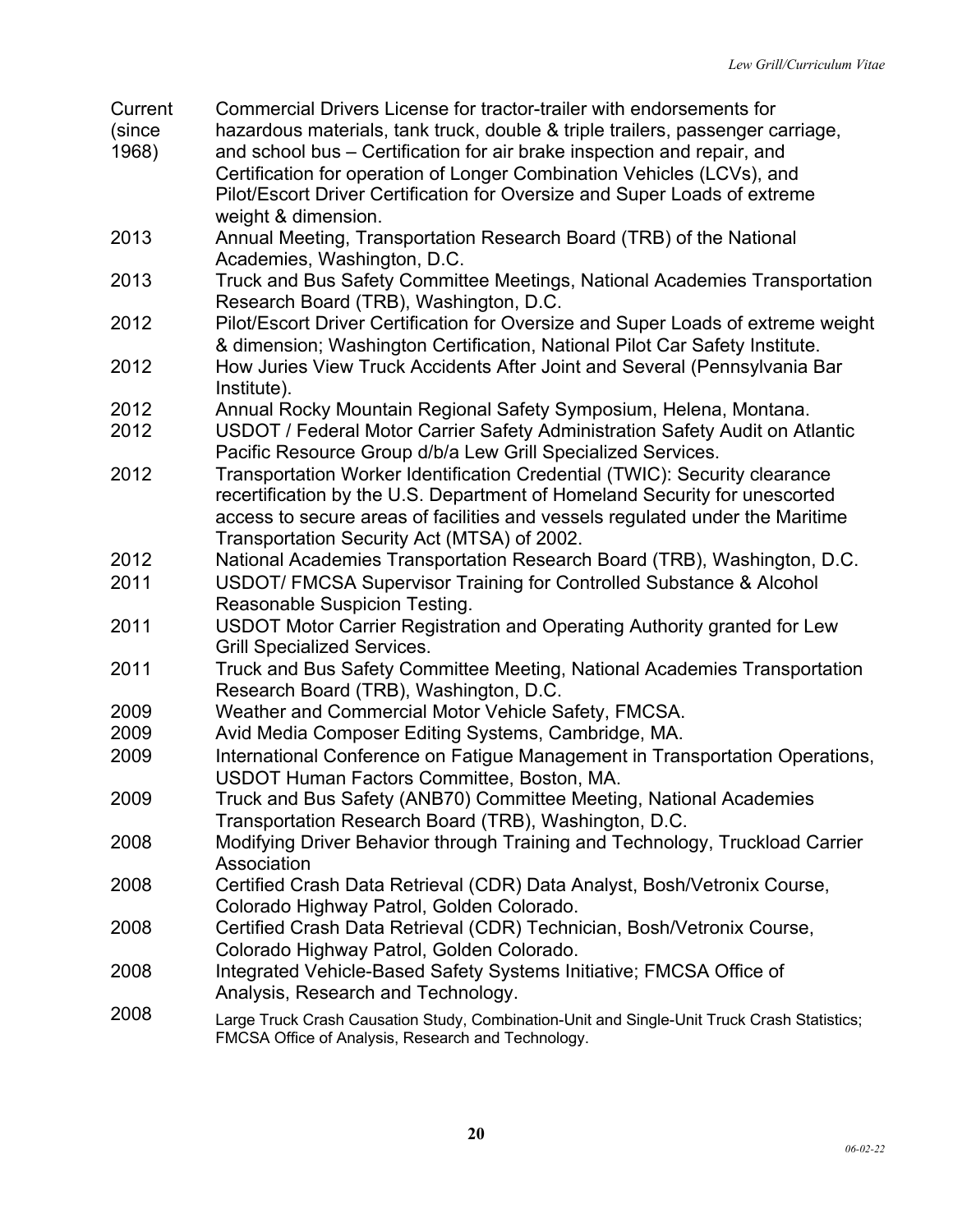| | |
|---|---|
| Current (since 1968) | Commercial Drivers License for tractor-trailer with endorsements for hazardous materials, tank truck, double & triple trailers, passenger carriage, and school bus – Certification for air brake inspection and repair, and Certification for operation of Longer Combination Vehicles (LCVs), and Pilot/Escort Driver Certification for Oversize and Super Loads of extreme weight & dimension. |
| 2013 | Annual Meeting, Transportation Research Board (TRB) of the National Academies, Washington, D.C. |
| 2013 | Truck and Bus Safety Committee Meetings, National Academies Transportation Research Board (TRB), Washington, D.C. |
| 2012 | Pilot/Escort Driver Certification for Oversize and Super Loads of extreme weight & dimension; Washington Certification, National Pilot Car Safety Institute. |
| 2012 | How Juries View Truck Accidents After Joint and Several (Pennsylvania Bar Institute). |
| 2012 | Annual Rocky Mountain Regional Safety Symposium, Helena, Montana. |
| 2012 | USDOT / Federal Motor Carrier Safety Administration Safety Audit on Atlantic Pacific Resource Group d/b/a Lew Grill Specialized Services. |
| 2012 | Transportation Worker Identification Credential (TWIC): Security clearance recertification by the U.S. Department of Homeland Security for unescorted access to secure areas of facilities and vessels regulated under the Maritime Transportation Security Act (MTSA) of 2002. |
| 2012 | National Academies Transportation Research Board (TRB), Washington, D.C. |
| 2011 | USDOT/ FMCSA Supervisor Training for Controlled Substance & Alcohol Reasonable Suspicion Testing. |
| 2011 | USDOT Motor Carrier Registration and Operating Authority granted for Lew Grill Specialized Services. |
| 2011 | Truck and Bus Safety Committee Meeting, National Academies Transportation Research Board (TRB), Washington, D.C. |
| 2009 | Weather and Commercial Motor Vehicle Safety, FMCSA. |
| 2009 | Avid Media Composer Editing Systems, Cambridge, MA. |
| 2009 | International Conference on Fatigue Management in Transportation Operations, USDOT Human Factors Committee, Boston, MA. |
| 2009 | Truck and Bus Safety (ANB70) Committee Meeting, National Academies Transportation Research Board (TRB), Washington, D.C. |
| 2008 | Modifying Driver Behavior through Training and Technology, Truckload Carrier Association |
| 2008 | Certified Crash Data Retrieval (CDR) Data Analyst, Bosh/Vetronix Course, Colorado Highway Patrol, Golden Colorado. |
| 2008 | Certified Crash Data Retrieval (CDR) Technician, Bosh/Vetronix Course, Colorado Highway Patrol, Golden Colorado. |
| 2008 | Integrated Vehicle-Based Safety Systems Initiative; FMCSA Office of Analysis, Research and Technology. |
| 2008 | Large Truck Crash Causation Study, Combination-Unit and Single-Unit Truck Crash Statistics; FMCSA Office of Analysis, Research and Technology. |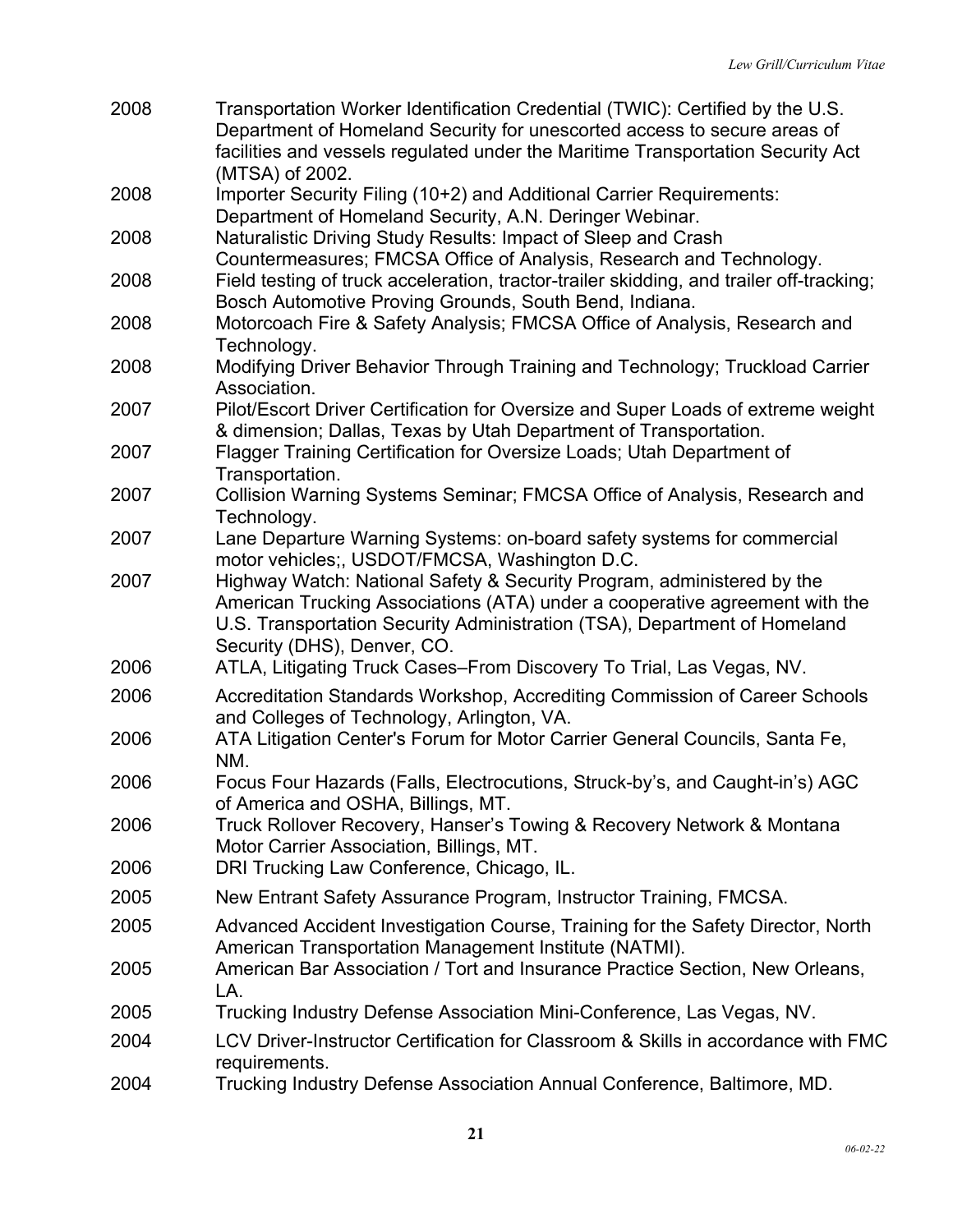| | |
|---|---|
| 2008 | Transportation Worker Identification Credential (TWIC): Certified by the U.S. Department of Homeland Security for unescorted access to secure areas of facilities and vessels regulated under the Maritime Transportation Security Act (MTSA) of 2002. |
| 2008 | Importer Security Filing (10+2) and Additional Carrier Requirements: Department of Homeland Security, A.N. Deringer Webinar. |
| 2008 | Naturalistic Driving Study Results: Impact of Sleep and Crash Countermeasures; FMCSA Office of Analysis, Research and Technology. |
| 2008 | Field testing of truck acceleration, tractor-trailer skidding, and trailer off-tracking; Bosch Automotive Proving Grounds, South Bend, Indiana. |
| 2008 | Motorcoach Fire & Safety Analysis; FMCSA Office of Analysis, Research and Technology. |
| 2008 | Modifying Driver Behavior Through Training and Technology; Truckload Carrier Association. |
| 2007 | Pilot/Escort Driver Certification for Oversize and Super Loads of extreme weight & dimension; Dallas, Texas by Utah Department of Transportation. |
| 2007 | Flagger Training Certification for Oversize Loads; Utah Department of Transportation. |
| 2007 | Collision Warning Systems Seminar; FMCSA Office of Analysis, Research and Technology. |
| 2007 | Lane Departure Warning Systems: on-board safety systems for commercial motor vehicles;, USDOT/FMCSA, Washington D.C. |
| 2007 | Highway Watch: National Safety & Security Program, administered by the American Trucking Associations (ATA) under a cooperative agreement with the U.S. Transportation Security Administration (TSA), Department of Homeland Security (DHS), Denver, CO. |
| 2006 | ATLA, Litigating Truck Cases–From Discovery To Trial, Las Vegas, NV. |
| 2006 | Accreditation Standards Workshop, Accrediting Commission of Career Schools and Colleges of Technology, Arlington, VA. |
| 2006 | ATA Litigation Center's Forum for Motor Carrier General Councils, Santa Fe, NM. |
| 2006 | Focus Four Hazards (Falls, Electrocutions, Struck-by's, and Caught-in's) AGC of America and OSHA, Billings, MT. |
| 2006 | Truck Rollover Recovery, Hanser's Towing & Recovery Network & Montana Motor Carrier Association, Billings, MT. |
| 2006 | DRI Trucking Law Conference, Chicago, IL. |
| 2005 | New Entrant Safety Assurance Program, Instructor Training, FMCSA. |
| 2005 | Advanced Accident Investigation Course, Training for the Safety Director, North American Transportation Management Institute (NATMI). |
| 2005 | American Bar Association / Tort and Insurance Practice Section, New Orleans, LA. |
| 2005 | Trucking Industry Defense Association Mini-Conference, Las Vegas, NV. |
| 2004 | LCV Driver-Instructor Certification for Classroom & Skills in accordance with FMC requirements. |
| 2004 | Trucking Industry Defense Association Annual Conference, Baltimore, MD. |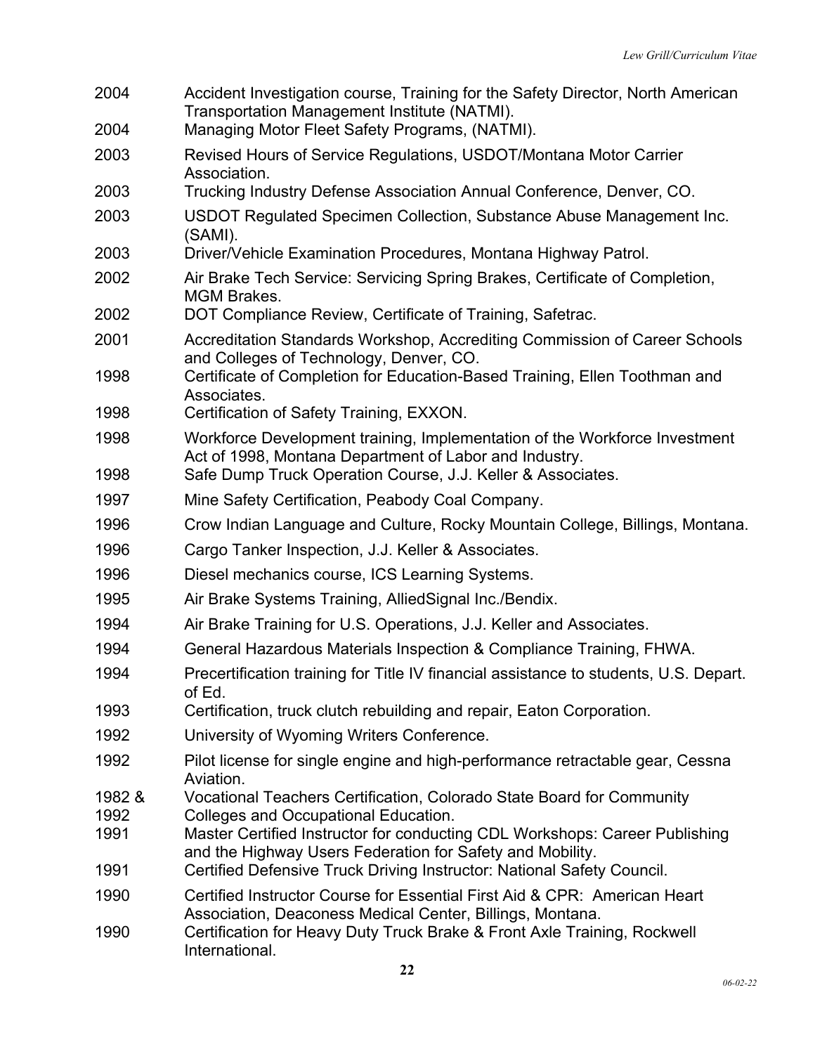| | |
|---|---|
| 2004 | Accident Investigation course, Training for the Safety Director, North American Transportation Management Institute (NATMI). |
| 2004 | Managing Motor Fleet Safety Programs, (NATMI). |
| 2003 | Revised Hours of Service Regulations, USDOT/Montana Motor Carrier Association. |
| 2003 | Trucking Industry Defense Association Annual Conference, Denver, CO. |
| 2003 | USDOT Regulated Specimen Collection, Substance Abuse Management Inc. (SAMI). |
| 2003 | Driver/Vehicle Examination Procedures, Montana Highway Patrol. |
| 2002 | Air Brake Tech Service: Servicing Spring Brakes, Certificate of Completion, MGM Brakes. |
| 2002 | DOT Compliance Review, Certificate of Training, Safetrac. |
| 2001 | Accreditation Standards Workshop, Accrediting Commission of Career Schools and Colleges of Technology, Denver, CO. |
| 1998 | Certificate of Completion for Education-Based Training, Ellen Toothman and Associates. |
| 1998 | Certification of Safety Training, EXXON. |
| 1998 | Workforce Development training, Implementation of the Workforce Investment Act of 1998, Montana Department of Labor and Industry. |
| 1998 | Safe Dump Truck Operation Course, J.J. Keller & Associates. |
| 1997 | Mine Safety Certification, Peabody Coal Company. |
| 1996 | Crow Indian Language and Culture, Rocky Mountain College, Billings, Montana. |
| 1996 | Cargo Tanker Inspection, J.J. Keller & Associates. |
| 1996 | Diesel mechanics course, ICS Learning Systems. |
| 1995 | Air Brake Systems Training, AlliedSignal Inc./Bendix. |
| 1994 | Air Brake Training for U.S. Operations, J.J. Keller and Associates. |
| 1994 | General Hazardous Materials Inspection & Compliance Training, FHWA. |
| 1994 | Precertification training for Title IV financial assistance to students, U.S. Depart. of Ed. |
| 1993 | Certification, truck clutch rebuilding and repair, Eaton Corporation. |
| 1992 | University of Wyoming Writers Conference. |
| 1992 | Pilot license for single engine and high-performance retractable gear, Cessna Aviation. |
| 1982 & 1992 | Vocational Teachers Certification, Colorado State Board for Community Colleges and Occupational Education. |
| 1991 | Master Certified Instructor for conducting CDL Workshops: Career Publishing and the Highway Users Federation for Safety and Mobility. |
| 1991 | Certified Defensive Truck Driving Instructor: National Safety Council. |
| 1990 | Certified Instructor Course for Essential First Aid & CPR: American Heart Association, Deaconess Medical Center, Billings, Montana. |
| 1990 | Certification for Heavy Duty Truck Brake & Front Axle Training, Rockwell International. |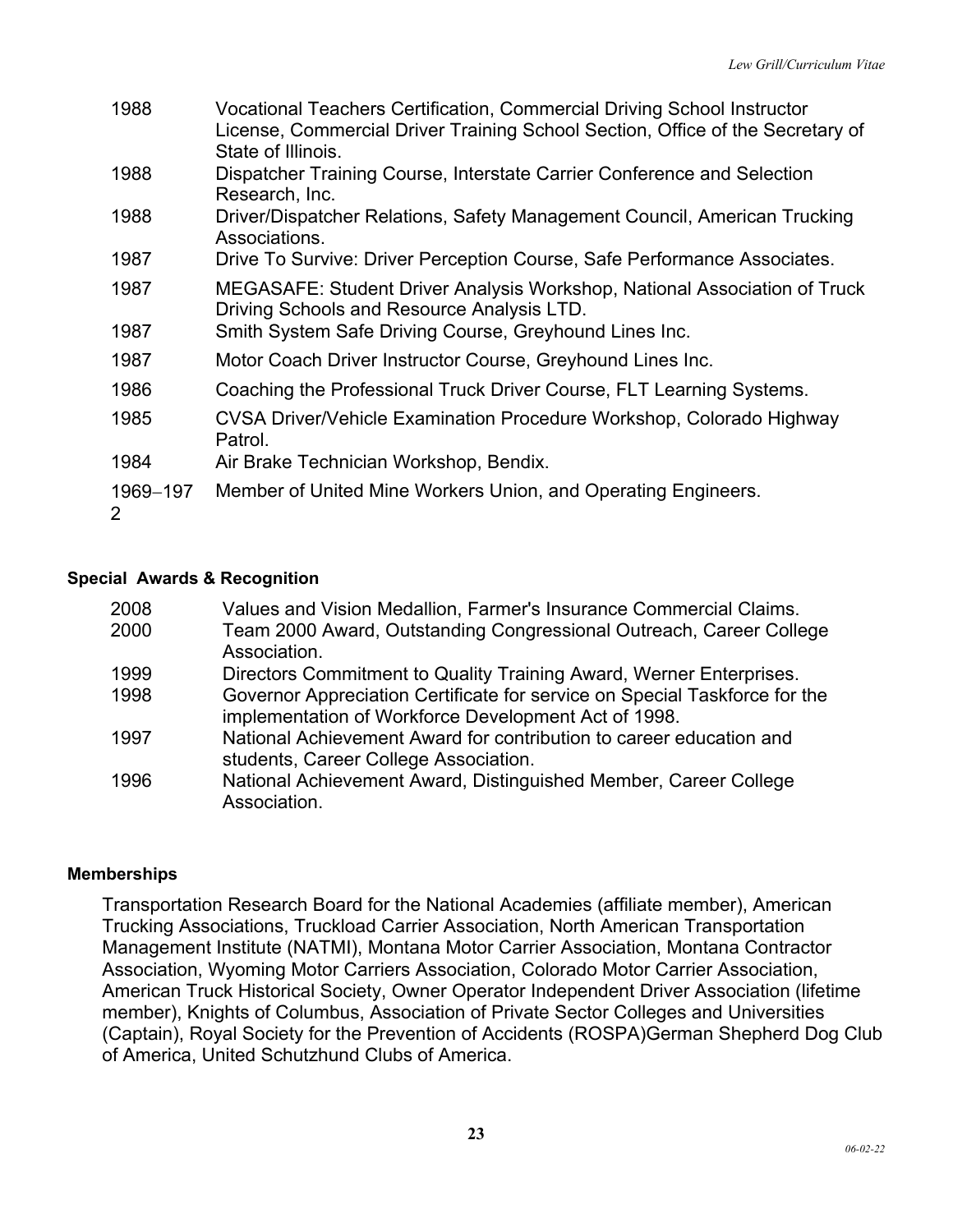| | |
|---|---|
| 1988 | Vocational Teachers Certification, Commercial Driving School Instructor License, Commercial Driver Training School Section, Office of the Secretary of State of Illinois. |
| 1988 | Dispatcher Training Course, Interstate Carrier Conference and Selection Research, Inc. |
| 1988 | Driver/Dispatcher Relations, Safety Management Council, American Trucking Associations. |
| 1987 | Drive To Survive: Driver Perception Course, Safe Performance Associates. |
| 1987 | MEGASAFE: Student Driver Analysis Workshop, National Association of Truck Driving Schools and Resource Analysis LTD. |
| 1987 | Smith System Safe Driving Course, Greyhound Lines Inc. |
| 1987 | Motor Coach Driver Instructor Course, Greyhound Lines Inc. |
| 1986 | Coaching the Professional Truck Driver Course, FLT Learning Systems. |
| 1985 | CVSA Driver/Vehicle Examination Procedure Workshop, Colorado Highway Patrol. |
| 1984 | Air Brake Technician Workshop, Bendix. |
| 1969–1972 | Member of United Mine Workers Union, and Operating Engineers. |

**Special Awards & Recognition**

| | |
|---|---|
| 2008 | Values and Vision Medallion, Farmer's Insurance Commercial Claims. |
| 2000 | Team 2000 Award, Outstanding Congressional Outreach, Career College Association. |
| 1999 | Directors Commitment to Quality Training Award, Werner Enterprises. |
| 1998 | Governor Appreciation Certificate for service on Special Taskforce for the implementation of Workforce Development Act of 1998. |
| 1997 | National Achievement Award for contribution to career education and students, Career College Association. |
| 1996 | National Achievement Award, Distinguished Member, Career College Association. |

**Memberships**

Transportation Research Board for the National Academies (affiliate member), American Trucking Associations, Truckload Carrier Association, North American Transportation Management Institute (NATMI), Montana Motor Carrier Association, Montana Contractor Association, Wyoming Motor Carriers Association, Colorado Motor Carrier Association, American Truck Historical Society, Owner Operator Independent Driver Association (lifetime member), Knights of Columbus, Association of Private Sector Colleges and Universities (Captain), Royal Society for the Prevention of Accidents (ROSPA)German Shepherd Dog Club of America, United Schutzhund Clubs of America.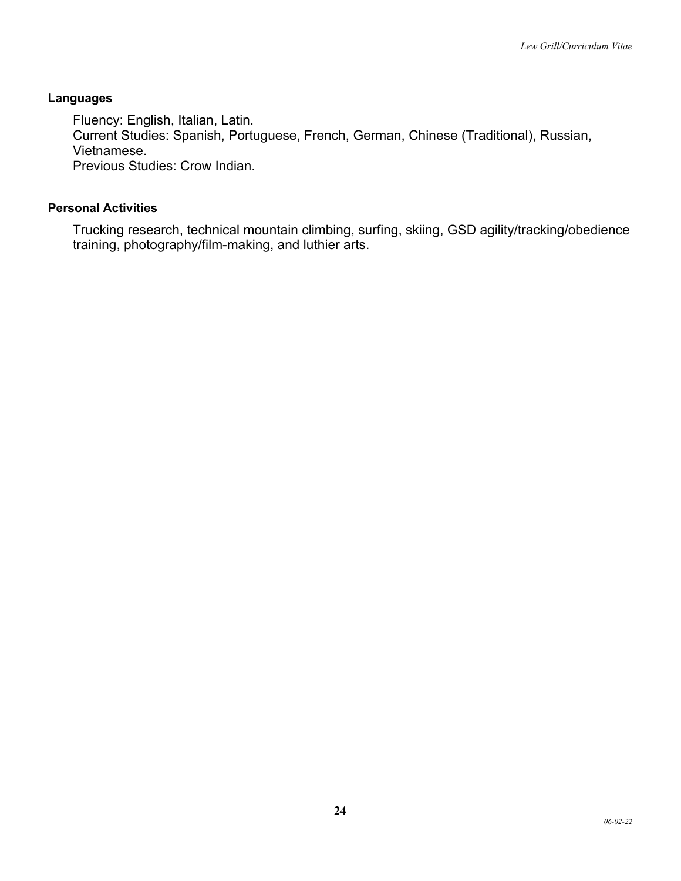### Languages

Fluency: English, Italian, Latin.
Current Studies: Spanish, Portuguese, French, German, Chinese (Traditional), Russian, Vietnamese.
Previous Studies: Crow Indian.

### Personal Activities

Trucking research, technical mountain climbing, surfing, skiing, GSD agility/tracking/obedience training, photography/film-making, and luthier arts.